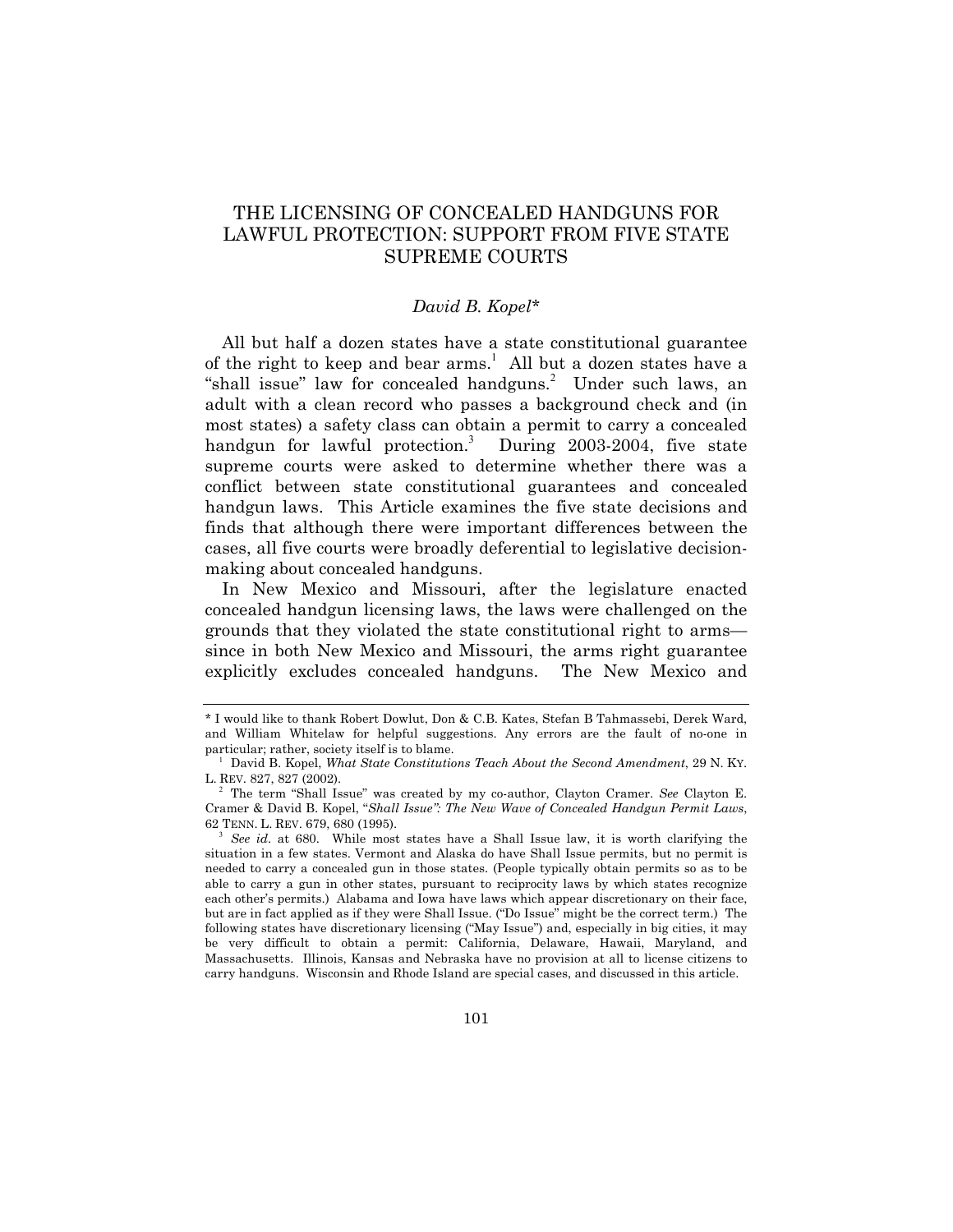# THE LICENSING OF CONCEALED HANDGUNS FOR LAWFUL PROTECTION: SUPPORT FROM FIVE STATE SUPREME COURTS

*David B. Kopel**

All but half a dozen states have a state constitutional guarantee of the right to keep and bear arms.[1] All but a dozen states have a "shall issue" law for concealed handguns.[2] Under such laws, an adult with a clean record who passes a background check and (in most states) a safety class can obtain a permit to carry a concealed handgun for lawful protection.[3] During 2003-2004, five state supreme courts were asked to determine whether there was a conflict between state constitutional guarantees and concealed handgun laws. This Article examines the five state decisions and finds that although there were important differences between the cases, all five courts were broadly deferential to legislative decision-making about concealed handguns.

In New Mexico and Missouri, after the legislature enacted concealed handgun licensing laws, the laws were challenged on the grounds that they violated the state constitutional right to arms—since in both New Mexico and Missouri, the arms right guarantee explicitly excludes concealed handguns. The New Mexico and

---

\* I would like to thank Robert Dowlut, Don & C.B. Kates, Stefan B Tahmassebi, Derek Ward, and William Whitelaw for helpful suggestions. Any errors are the fault of no-one in particular; rather, society itself is to blame.

[1] David B. Kopel, *What State Constitutions Teach About the Second Amendment*, 29 N. KY. L. REV. 827, 827 (2002).

[2] The term "Shall Issue" was created by my co-author, Clayton Cramer. *See* Clayton E. Cramer & David B. Kopel, "*Shall Issue": The New Wave of Concealed Handgun Permit Laws*, 62 TENN. L. REV. 679, 680 (1995).

[3] *See id*. at 680. While most states have a Shall Issue law, it is worth clarifying the situation in a few states. Vermont and Alaska do have Shall Issue permits, but no permit is needed to carry a concealed gun in those states. (People typically obtain permits so as to be able to carry a gun in other states, pursuant to reciprocity laws by which states recognize each other's permits.) Alabama and Iowa have laws which appear discretionary on their face, but are in fact applied as if they were Shall Issue. ("Do Issue" might be the correct term.) The following states have discretionary licensing ("May Issue") and, especially in big cities, it may be very difficult to obtain a permit: California, Delaware, Hawaii, Maryland, and Massachusetts. Illinois, Kansas and Nebraska have no provision at all to license citizens to carry handguns. Wisconsin and Rhode Island are special cases, and discussed in this article.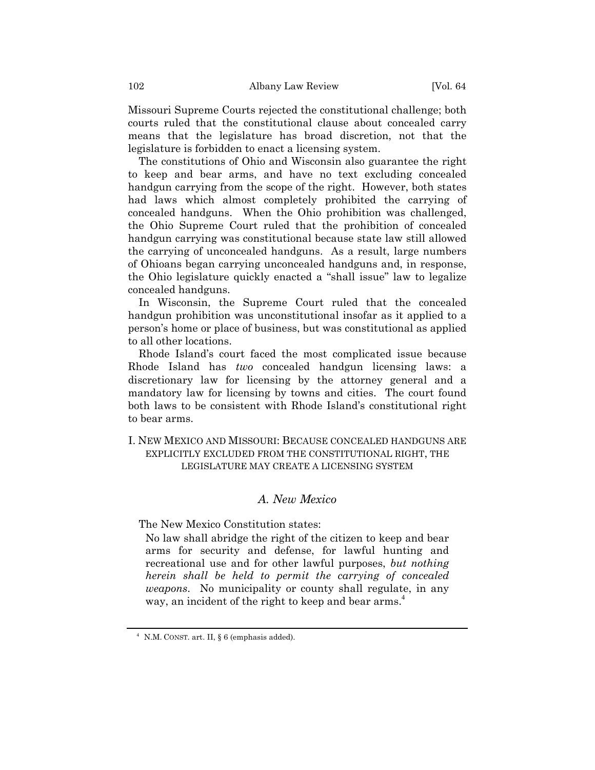Missouri Supreme Courts rejected the constitutional challenge; both courts ruled that the constitutional clause about concealed carry means that the legislature has broad discretion, not that the legislature is forbidden to enact a licensing system.

The constitutions of Ohio and Wisconsin also guarantee the right to keep and bear arms, and have no text excluding concealed handgun carrying from the scope of the right. However, both states had laws which almost completely prohibited the carrying of concealed handguns. When the Ohio prohibition was challenged, the Ohio Supreme Court ruled that the prohibition of concealed handgun carrying was constitutional because state law still allowed the carrying of unconcealed handguns. As a result, large numbers of Ohioans began carrying unconcealed handguns and, in response, the Ohio legislature quickly enacted a "shall issue" law to legalize concealed handguns.

In Wisconsin, the Supreme Court ruled that the concealed handgun prohibition was unconstitutional insofar as it applied to a person's home or place of business, but was constitutional as applied to all other locations.

Rhode Island's court faced the most complicated issue because Rhode Island has *two* concealed handgun licensing laws: a discretionary law for licensing by the attorney general and a mandatory law for licensing by towns and cities. The court found both laws to be consistent with Rhode Island's constitutional right to bear arms.

## I. New Mexico and Missouri: Because Concealed Handguns Are Explicitly Excluded from the Constitutional Right, the Legislature May Create a Licensing System

### *A. New Mexico*

The New Mexico Constitution states:

> No law shall abridge the right of the citizen to keep and bear arms for security and defense, for lawful hunting and recreational use and for other lawful purposes, *but nothing herein shall be held to permit the carrying of concealed weapons*. No municipality or county shall regulate, in any way, an incident of the right to keep and bear arms.[4]

---

[4] N.M. CONST. art. II, § 6 (emphasis added).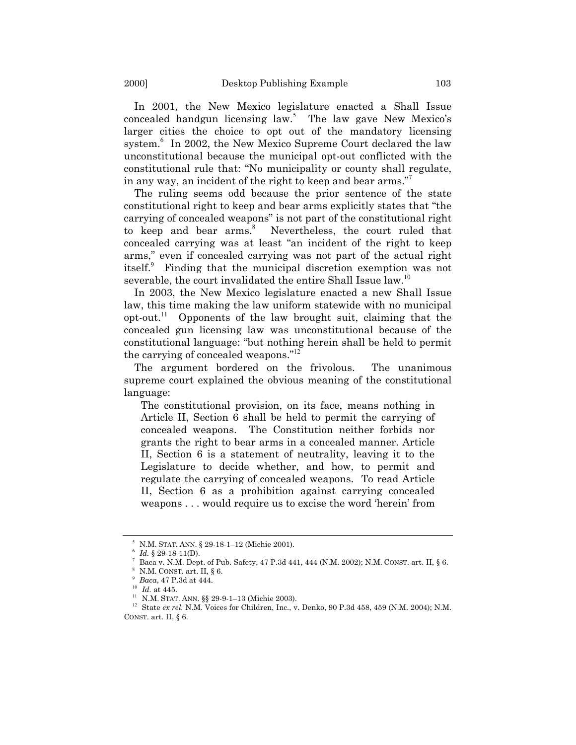In 2001, the New Mexico legislature enacted a Shall Issue concealed handgun licensing law.[5] The law gave New Mexico's larger cities the choice to opt out of the mandatory licensing system.[6] In 2002, the New Mexico Supreme Court declared the law unconstitutional because the municipal opt-out conflicted with the constitutional rule that: "No municipality or county shall regulate, in any way, an incident of the right to keep and bear arms."[7]

The ruling seems odd because the prior sentence of the state constitutional right to keep and bear arms explicitly states that "the carrying of concealed weapons" is not part of the constitutional right to keep and bear arms.[8] Nevertheless, the court ruled that concealed carrying was at least "an incident of the right to keep arms," even if concealed carrying was not part of the actual right itself.[9] Finding that the municipal discretion exemption was not severable, the court invalidated the entire Shall Issue law.[10]

In 2003, the New Mexico legislature enacted a new Shall Issue law, this time making the law uniform statewide with no municipal opt-out.[11] Opponents of the law brought suit, claiming that the concealed gun licensing law was unconstitutional because of the constitutional language: "but nothing herein shall be held to permit the carrying of concealed weapons."[12]

The argument bordered on the frivolous. The unanimous supreme court explained the obvious meaning of the constitutional language:

> The constitutional provision, on its face, means nothing in Article II, Section 6 shall be held to permit the carrying of concealed weapons. The Constitution neither forbids nor grants the right to bear arms in a concealed manner. Article II, Section 6 is a statement of neutrality, leaving it to the Legislature to decide whether, and how, to permit and regulate the carrying of concealed weapons. To read Article II, Section 6 as a prohibition against carrying concealed weapons . . . would require us to excise the word 'herein' from

---

[5] N.M. STAT. ANN. § 29-18-1–12 (Michie 2001).

[6] *Id.* § 29-18-11(D).

[7] Baca v. N.M. Dept. of Pub. Safety, 47 P.3d 441, 444 (N.M. 2002); N.M. CONST. art. II, § 6.

[8] N.M. CONST. art. II, § 6.

[9] *Baca*, 47 P.3d at 444.

[10] *Id.* at 445.

[11] N.M. STAT. ANN. §§ 29-9-1–13 (Michie 2003).

[12] State *ex rel.* N.M. Voices for Children, Inc., v. Denko, 90 P.3d 458, 459 (N.M. 2004); N.M. CONST. art. II, § 6.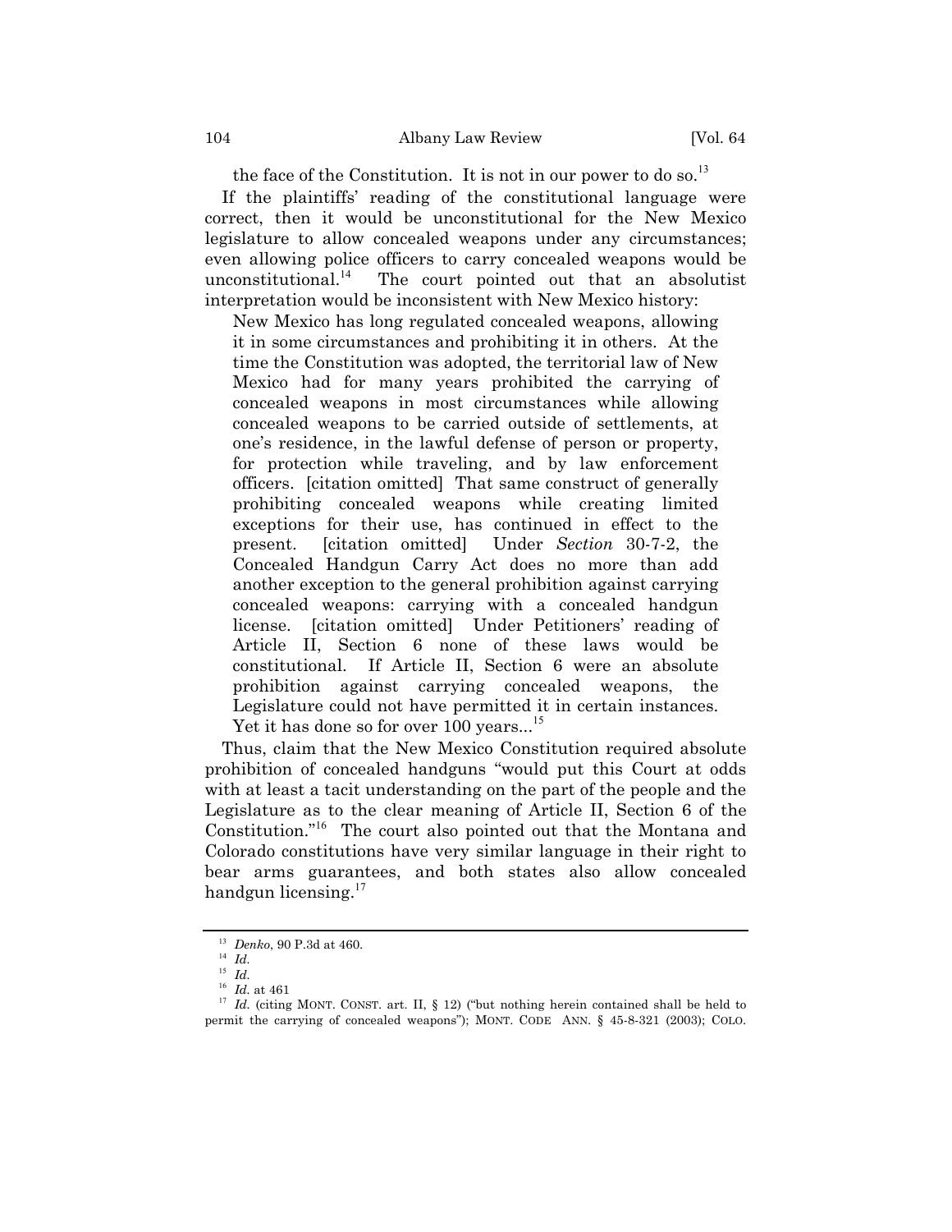the face of the Constitution. It is not in our power to do so.[13]

If the plaintiffs' reading of the constitutional language were correct, then it would be unconstitutional for the New Mexico legislature to allow concealed weapons under any circumstances; even allowing police officers to carry concealed weapons would be unconstitutional.[14] The court pointed out that an absolutist interpretation would be inconsistent with New Mexico history:

> New Mexico has long regulated concealed weapons, allowing it in some circumstances and prohibiting it in others. At the time the Constitution was adopted, the territorial law of New Mexico had for many years prohibited the carrying of concealed weapons in most circumstances while allowing concealed weapons to be carried outside of settlements, at one's residence, in the lawful defense of person or property, for protection while traveling, and by law enforcement officers. [citation omitted] That same construct of generally prohibiting concealed weapons while creating limited exceptions for their use, has continued in effect to the present. [citation omitted] Under *Section* 30-7-2, the Concealed Handgun Carry Act does no more than add another exception to the general prohibition against carrying concealed weapons: carrying with a concealed handgun license. [citation omitted] Under Petitioners' reading of Article II, Section 6 none of these laws would be constitutional. If Article II, Section 6 were an absolute prohibition against carrying concealed weapons, the Legislature could not have permitted it in certain instances. Yet it has done so for over 100 years...[15]

Thus, claim that the New Mexico Constitution required absolute prohibition of concealed handguns "would put this Court at odds with at least a tacit understanding on the part of the people and the Legislature as to the clear meaning of Article II, Section 6 of the Constitution."[16] The court also pointed out that the Montana and Colorado constitutions have very similar language in their right to bear arms guarantees, and both states also allow concealed handgun licensing.[17]

---

[13] *Denko*, 90 P.3d at 460.

[14] *Id.*

[15] *Id.*

[16] *Id.* at 461

[17] *Id.* (citing MONT. CONST. art. II, § 12) ("but nothing herein contained shall be held to permit the carrying of concealed weapons"); MONT. CODE ANN. § 45-8-321 (2003); COLO.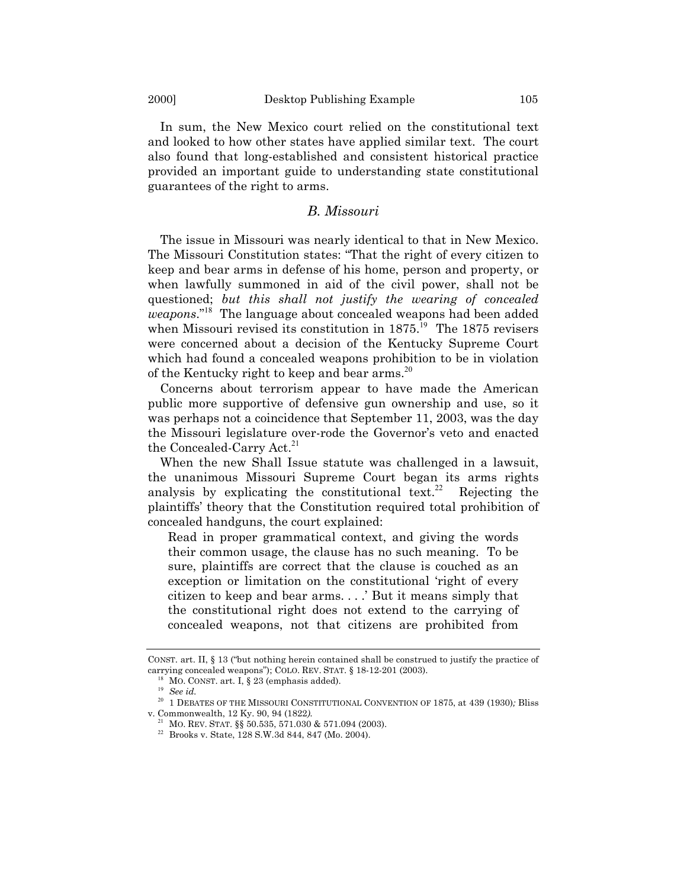In sum, the New Mexico court relied on the constitutional text and looked to how other states have applied similar text. The court also found that long-established and consistent historical practice provided an important guide to understanding state constitutional guarantees of the right to arms.

### *B. Missouri*

The issue in Missouri was nearly identical to that in New Mexico. The Missouri Constitution states: "That the right of every citizen to keep and bear arms in defense of his home, person and property, or when lawfully summoned in aid of the civil power, shall not be questioned; *but this shall not justify the wearing of concealed weapons*."[18] The language about concealed weapons had been added when Missouri revised its constitution in 1875.[19] The 1875 revisers were concerned about a decision of the Kentucky Supreme Court which had found a concealed weapons prohibition to be in violation of the Kentucky right to keep and bear arms.[20]

Concerns about terrorism appear to have made the American public more supportive of defensive gun ownership and use, so it was perhaps not a coincidence that September 11, 2003, was the day the Missouri legislature over-rode the Governor's veto and enacted the Concealed-Carry Act.[21]

When the new Shall Issue statute was challenged in a lawsuit, the unanimous Missouri Supreme Court began its arms rights analysis by explicating the constitutional text.[22] Rejecting the plaintiffs' theory that the Constitution required total prohibition of concealed handguns, the court explained:

> Read in proper grammatical context, and giving the words their common usage, the clause has no such meaning. To be sure, plaintiffs are correct that the clause is couched as an exception or limitation on the constitutional 'right of every citizen to keep and bear arms. . . .' But it means simply that the constitutional right does not extend to the carrying of concealed weapons, not that citizens are prohibited from

---

CONST. art. II, § 13 ("but nothing herein contained shall be construed to justify the practice of carrying concealed weapons"); COLO. REV. STAT. § 18-12-201 (2003).

[18] MO. CONST. art. I, § 23 (emphasis added).

[19] *See id.*

[20] 1 DEBATES OF THE MISSOURI CONSTITUTIONAL CONVENTION OF 1875, at 439 (1930)*;* Bliss v. Commonwealth, 12 Ky. 90, 94 (1822*).*

[21] MO. REV. STAT. §§ 50.535, 571.030 & 571.094 (2003).

[22] Brooks v. State, 128 S.W.3d 844, 847 (Mo. 2004).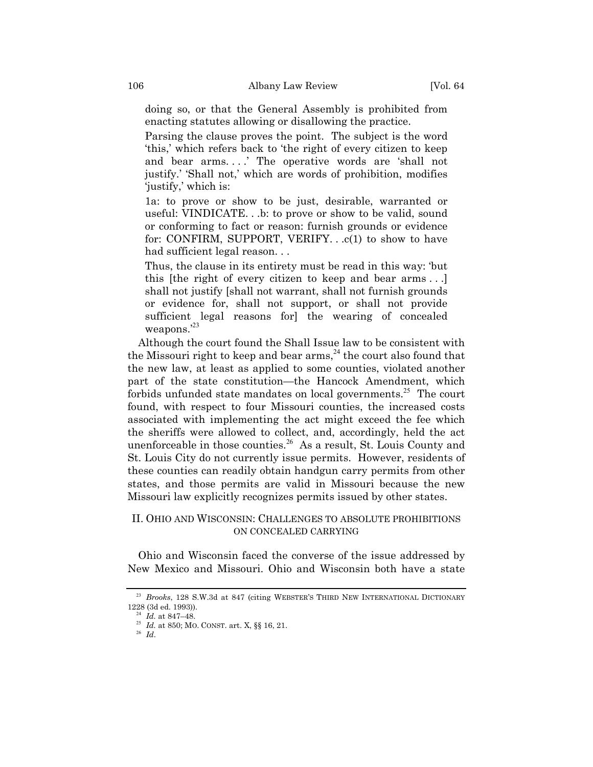> doing so, or that the General Assembly is prohibited from enacting statutes allowing or disallowing the practice.
>
> Parsing the clause proves the point. The subject is the word 'this,' which refers back to 'the right of every citizen to keep and bear arms. . . .' The operative words are 'shall not justify.' 'Shall not,' which are words of prohibition, modifies 'justify,' which is:
>
> 1a: to prove or show to be just, desirable, warranted or useful: VINDICATE. . .b: to prove or show to be valid, sound or conforming to fact or reason: furnish grounds or evidence for: CONFIRM, SUPPORT, VERIFY. . .c(1) to show to have had sufficient legal reason. . .
>
> Thus, the clause in its entirety must be read in this way: 'but this [the right of every citizen to keep and bear arms . . .] shall not justify [shall not warrant, shall not furnish grounds or evidence for, shall not support, or shall not provide sufficient legal reasons for] the wearing of concealed weapons.'[23]

Although the court found the Shall Issue law to be consistent with the Missouri right to keep and bear arms,[24] the court also found that the new law, at least as applied to some counties, violated another part of the state constitution—the Hancock Amendment, which forbids unfunded state mandates on local governments.[25] The court found, with respect to four Missouri counties, the increased costs associated with implementing the act might exceed the fee which the sheriffs were allowed to collect, and, accordingly, held the act unenforceable in those counties.[26] As a result, St. Louis County and St. Louis City do not currently issue permits. However, residents of these counties can readily obtain handgun carry permits from other states, and those permits are valid in Missouri because the new Missouri law explicitly recognizes permits issued by other states.

## II. OHIO AND WISCONSIN: CHALLENGES TO ABSOLUTE PROHIBITIONS ON CONCEALED CARRYING

Ohio and Wisconsin faced the converse of the issue addressed by New Mexico and Missouri. Ohio and Wisconsin both have a state

---

[23] *Brooks*, 128 S.W.3d at 847 (citing WEBSTER'S THIRD NEW INTERNATIONAL DICTIONARY 1228 (3d ed. 1993)).

[24] *Id.* at 847–48.

[25] *Id.* at 850; MO. CONST. art. X, §§ 16, 21.

[26] *Id.*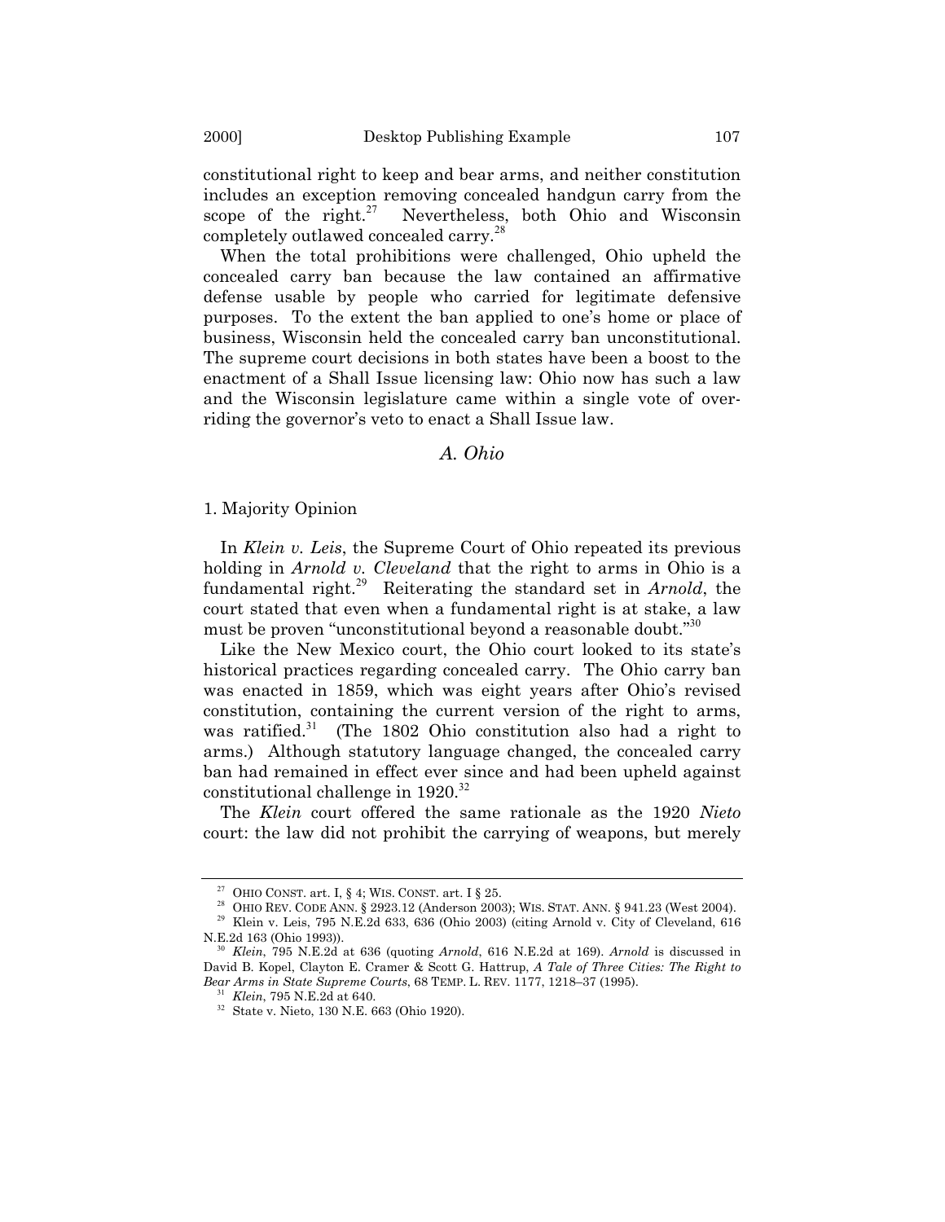constitutional right to keep and bear arms, and neither constitution includes an exception removing concealed handgun carry from the scope of the right.[27] Nevertheless, both Ohio and Wisconsin completely outlawed concealed carry.[28]

When the total prohibitions were challenged, Ohio upheld the concealed carry ban because the law contained an affirmative defense usable by people who carried for legitimate defensive purposes. To the extent the ban applied to one's home or place of business, Wisconsin held the concealed carry ban unconstitutional. The supreme court decisions in both states have been a boost to the enactment of a Shall Issue licensing law: Ohio now has such a law and the Wisconsin legislature came within a single vote of overriding the governor's veto to enact a Shall Issue law.

### *A. Ohio*

#### 1. Majority Opinion

In *Klein v. Leis*, the Supreme Court of Ohio repeated its previous holding in *Arnold v. Cleveland* that the right to arms in Ohio is a fundamental right.[29] Reiterating the standard set in *Arnold*, the court stated that even when a fundamental right is at stake, a law must be proven "unconstitutional beyond a reasonable doubt."[30]

Like the New Mexico court, the Ohio court looked to its state's historical practices regarding concealed carry. The Ohio carry ban was enacted in 1859, which was eight years after Ohio's revised constitution, containing the current version of the right to arms, was ratified.[31] (The 1802 Ohio constitution also had a right to arms.) Although statutory language changed, the concealed carry ban had remained in effect ever since and had been upheld against constitutional challenge in 1920.[32]

The *Klein* court offered the same rationale as the 1920 *Nieto* court: the law did not prohibit the carrying of weapons, but merely

---

[27] OHIO CONST. art. I, § 4; WIS. CONST. art. I § 25.

[28] OHIO REV. CODE ANN. § 2923.12 (Anderson 2003); WIS. STAT. ANN. § 941.23 (West 2004).

[29] Klein v. Leis, 795 N.E.2d 633, 636 (Ohio 2003) (citing Arnold v. City of Cleveland, 616 N.E.2d 163 (Ohio 1993)).

[30] *Klein*, 795 N.E.2d at 636 (quoting *Arnold*, 616 N.E.2d at 169). *Arnold* is discussed in David B. Kopel, Clayton E. Cramer & Scott G. Hattrup, *A Tale of Three Cities: The Right to Bear Arms in State Supreme Courts*, 68 TEMP. L. REV. 1177, 1218–37 (1995).

[31] *Klein*, 795 N.E.2d at 640.

[32] State v. Nieto, 130 N.E. 663 (Ohio 1920).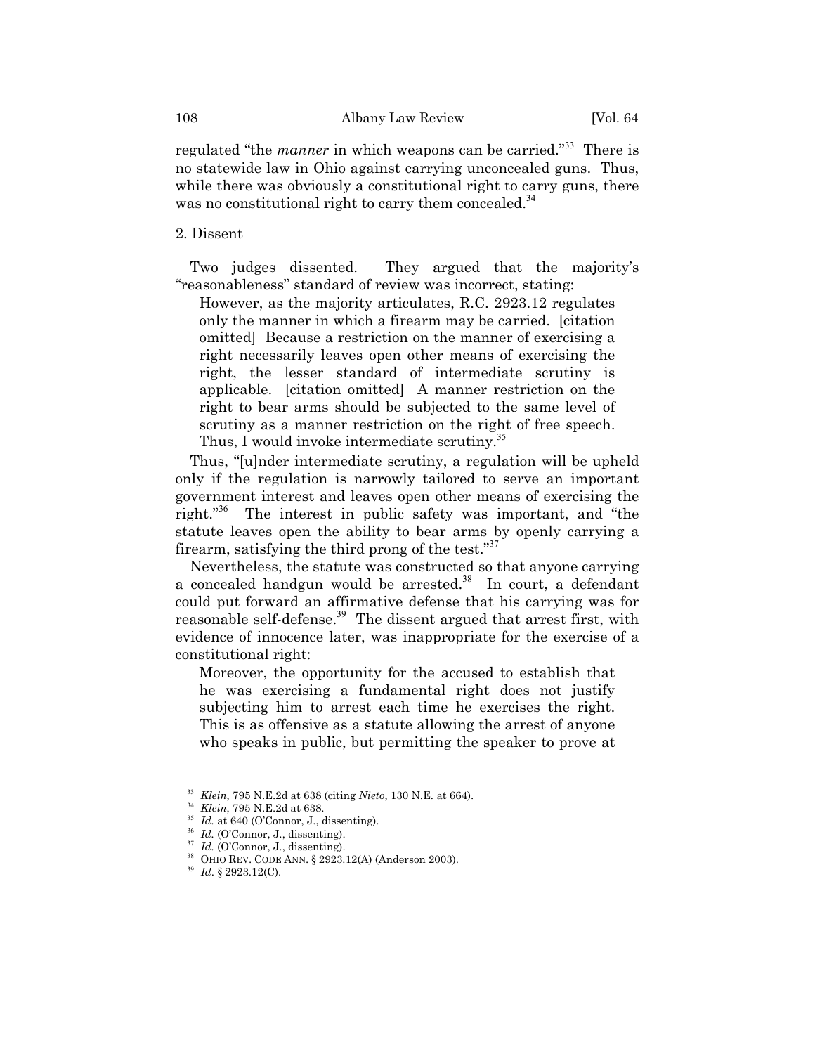regulated "the *manner* in which weapons can be carried."[33] There is no statewide law in Ohio against carrying unconcealed guns. Thus, while there was obviously a constitutional right to carry guns, there was no constitutional right to carry them concealed.[34]

2. Dissent

Two judges dissented. They argued that the majority's "reasonableness" standard of review was incorrect, stating:

> However, as the majority articulates, R.C. 2923.12 regulates only the manner in which a firearm may be carried. [citation omitted] Because a restriction on the manner of exercising a right necessarily leaves open other means of exercising the right, the lesser standard of intermediate scrutiny is applicable. [citation omitted] A manner restriction on the right to bear arms should be subjected to the same level of scrutiny as a manner restriction on the right of free speech. Thus, I would invoke intermediate scrutiny.[35]

Thus, "[u]nder intermediate scrutiny, a regulation will be upheld only if the regulation is narrowly tailored to serve an important government interest and leaves open other means of exercising the right."[36] The interest in public safety was important, and "the statute leaves open the ability to bear arms by openly carrying a firearm, satisfying the third prong of the test."[37]

Nevertheless, the statute was constructed so that anyone carrying a concealed handgun would be arrested.[38] In court, a defendant could put forward an affirmative defense that his carrying was for reasonable self-defense.[39] The dissent argued that arrest first, with evidence of innocence later, was inappropriate for the exercise of a constitutional right:

> Moreover, the opportunity for the accused to establish that he was exercising a fundamental right does not justify subjecting him to arrest each time he exercises the right. This is as offensive as a statute allowing the arrest of anyone who speaks in public, but permitting the speaker to prove at

---

[33] *Klein*, 795 N.E.2d at 638 (citing *Nieto*, 130 N.E. at 664).

[34] *Klein*, 795 N.E.2d at 638.

[35] *Id.* at 640 (O'Connor, J., dissenting).

[36] *Id.* (O'Connor, J., dissenting).

[37] *Id.* (O'Connor, J., dissenting).

[38] OHIO REV. CODE ANN. § 2923.12(A) (Anderson 2003).

[39] *Id*. § 2923.12(C).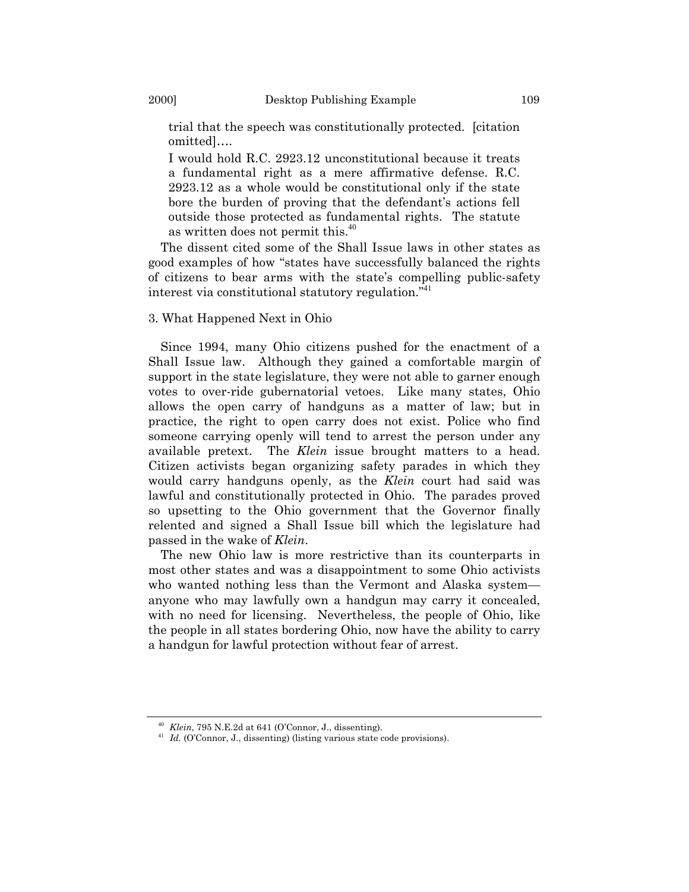> trial that the speech was constitutionally protected. [citation omitted]….
>
> I would hold R.C. 2923.12 unconstitutional because it treats a fundamental right as a mere affirmative defense. R.C. 2923.12 as a whole would be constitutional only if the state bore the burden of proving that the defendant's actions fell outside those protected as fundamental rights. The statute as written does not permit this.[40]

The dissent cited some of the Shall Issue laws in other states as good examples of how "states have successfully balanced the rights of citizens to bear arms with the state's compelling public-safety interest via constitutional statutory regulation."[41]

### 3. What Happened Next in Ohio

Since 1994, many Ohio citizens pushed for the enactment of a Shall Issue law. Although they gained a comfortable margin of support in the state legislature, they were not able to garner enough votes to over-ride gubernatorial vetoes. Like many states, Ohio allows the open carry of handguns as a matter of law; but in practice, the right to open carry does not exist. Police who find someone carrying openly will tend to arrest the person under any available pretext. The *Klein* issue brought matters to a head. Citizen activists began organizing safety parades in which they would carry handguns openly, as the *Klein* court had said was lawful and constitutionally protected in Ohio. The parades proved so upsetting to the Ohio government that the Governor finally relented and signed a Shall Issue bill which the legislature had passed in the wake of *Klein*.

The new Ohio law is more restrictive than its counterparts in most other states and was a disappointment to some Ohio activists who wanted nothing less than the Vermont and Alaska system—anyone who may lawfully own a handgun may carry it concealed, with no need for licensing. Nevertheless, the people of Ohio, like the people in all states bordering Ohio, now have the ability to carry a handgun for lawful protection without fear of arrest.

---

[40] *Klein*, 795 N.E.2d at 641 (O'Connor, J., dissenting).

[41] *Id.* (O'Connor, J., dissenting) (listing various state code provisions).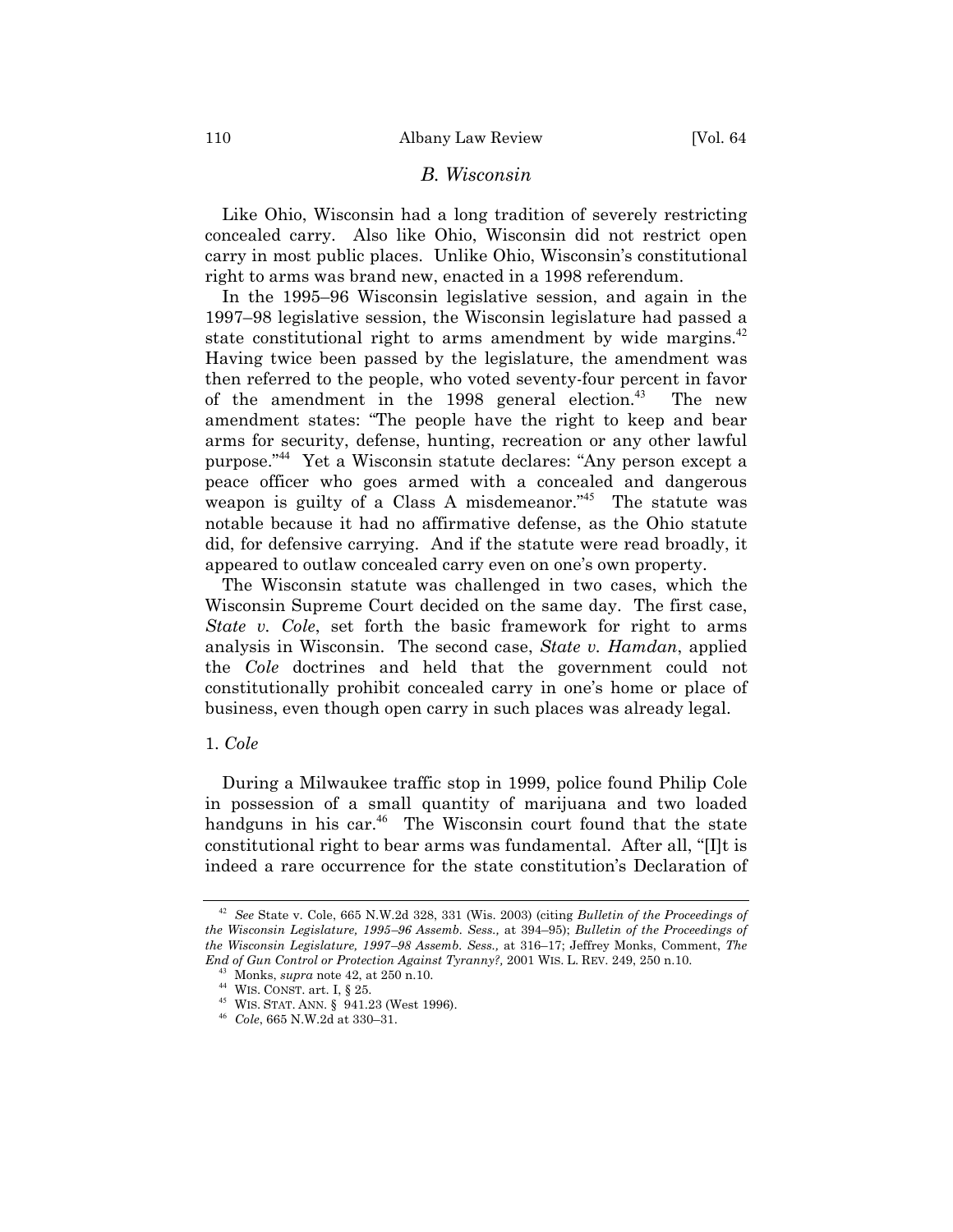### *B. Wisconsin*

Like Ohio, Wisconsin had a long tradition of severely restricting concealed carry. Also like Ohio, Wisconsin did not restrict open carry in most public places. Unlike Ohio, Wisconsin's constitutional right to arms was brand new, enacted in a 1998 referendum.

In the 1995–96 Wisconsin legislative session, and again in the 1997–98 legislative session, the Wisconsin legislature had passed a state constitutional right to arms amendment by wide margins.[42] Having twice been passed by the legislature, the amendment was then referred to the people, who voted seventy-four percent in favor of the amendment in the 1998 general election.[43] The new amendment states: "The people have the right to keep and bear arms for security, defense, hunting, recreation or any other lawful purpose."[44] Yet a Wisconsin statute declares: "Any person except a peace officer who goes armed with a concealed and dangerous weapon is guilty of a Class A misdemeanor."[45] The statute was notable because it had no affirmative defense, as the Ohio statute did, for defensive carrying. And if the statute were read broadly, it appeared to outlaw concealed carry even on one's own property.

The Wisconsin statute was challenged in two cases, which the Wisconsin Supreme Court decided on the same day. The first case, *State v. Cole*, set forth the basic framework for right to arms analysis in Wisconsin. The second case, *State v. Hamdan*, applied the *Cole* doctrines and held that the government could not constitutionally prohibit concealed carry in one's home or place of business, even though open carry in such places was already legal.

1. *Cole*

During a Milwaukee traffic stop in 1999, police found Philip Cole in possession of a small quantity of marijuana and two loaded handguns in his car.[46] The Wisconsin court found that the state constitutional right to bear arms was fundamental. After all, "[I]t is indeed a rare occurrence for the state constitution's Declaration of

---

[42] *See* State v. Cole, 665 N.W.2d 328, 331 (Wis. 2003) (citing *Bulletin of the Proceedings of the Wisconsin Legislature, 1995–96 Assemb. Sess.,* at 394–95); *Bulletin of the Proceedings of the Wisconsin Legislature, 1997–98 Assemb. Sess.,* at 316–17; Jeffrey Monks, Comment, *The End of Gun Control or Protection Against Tyranny?,* 2001 WIS. L. REV. 249, 250 n.10.

[43] Monks, *supra* note 42, at 250 n.10.

[44] WIS. CONST. art. I, § 25.

[45] WIS. STAT. ANN. § 941.23 (West 1996).

[46] *Cole*, 665 N.W.2d at 330–31.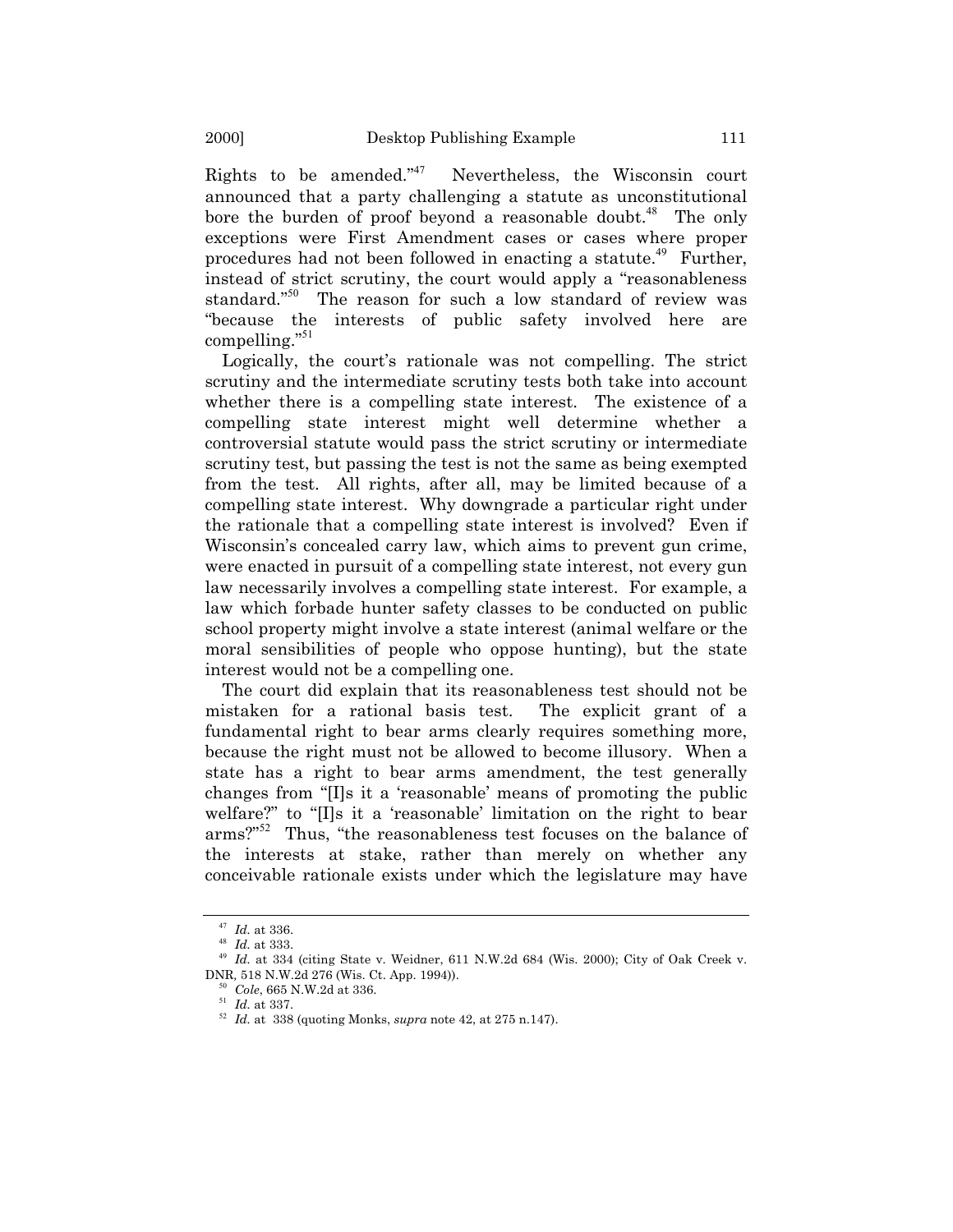Rights to be amended."[47] Nevertheless, the Wisconsin court announced that a party challenging a statute as unconstitutional bore the burden of proof beyond a reasonable doubt.[48] The only exceptions were First Amendment cases or cases where proper procedures had not been followed in enacting a statute.[49] Further, instead of strict scrutiny, the court would apply a "reasonableness standard."[50] The reason for such a low standard of review was "because the interests of public safety involved here are compelling."[51]

Logically, the court's rationale was not compelling. The strict scrutiny and the intermediate scrutiny tests both take into account whether there is a compelling state interest. The existence of a compelling state interest might well determine whether a controversial statute would pass the strict scrutiny or intermediate scrutiny test, but passing the test is not the same as being exempted from the test. All rights, after all, may be limited because of a compelling state interest. Why downgrade a particular right under the rationale that a compelling state interest is involved? Even if Wisconsin's concealed carry law, which aims to prevent gun crime, were enacted in pursuit of a compelling state interest, not every gun law necessarily involves a compelling state interest. For example, a law which forbade hunter safety classes to be conducted on public school property might involve a state interest (animal welfare or the moral sensibilities of people who oppose hunting), but the state interest would not be a compelling one.

The court did explain that its reasonableness test should not be mistaken for a rational basis test. The explicit grant of a fundamental right to bear arms clearly requires something more, because the right must not be allowed to become illusory. When a state has a right to bear arms amendment, the test generally changes from "[I]s it a 'reasonable' means of promoting the public welfare?" to "[I]s it a 'reasonable' limitation on the right to bear arms?"[52] Thus, "the reasonableness test focuses on the balance of the interests at stake, rather than merely on whether any conceivable rationale exists under which the legislature may have

---

[47] *Id.* at 336.

[48] *Id.* at 333.

[49] *Id.* at 334 (citing State v. Weidner, 611 N.W.2d 684 (Wis. 2000); City of Oak Creek v. DNR, 518 N.W.2d 276 (Wis. Ct. App. 1994)).

[50] *Cole*, 665 N.W.2d at 336.

[51] *Id.* at 337.

[52] *Id.* at 338 (quoting Monks, *supra* note 42, at 275 n.147).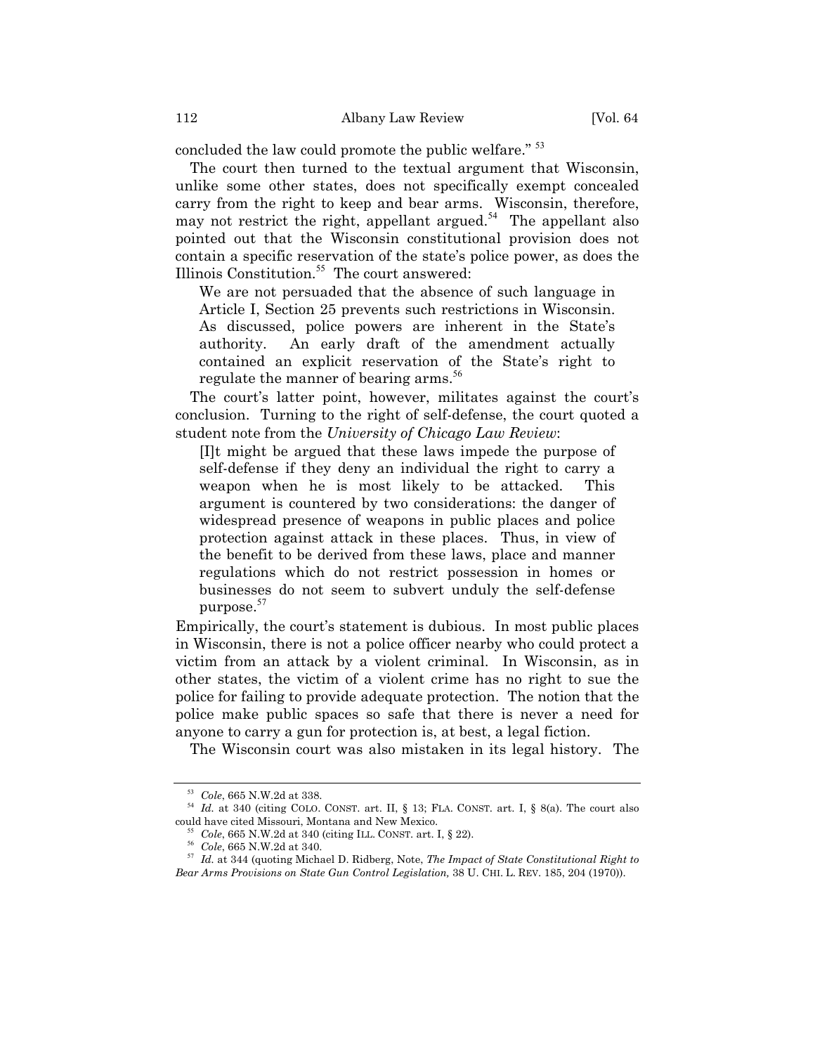concluded the law could promote the public welfare."[53]

The court then turned to the textual argument that Wisconsin, unlike some other states, does not specifically exempt concealed carry from the right to keep and bear arms. Wisconsin, therefore, may not restrict the right, appellant argued.[54] The appellant also pointed out that the Wisconsin constitutional provision does not contain a specific reservation of the state's police power, as does the Illinois Constitution.[55] The court answered:

> We are not persuaded that the absence of such language in Article I, Section 25 prevents such restrictions in Wisconsin. As discussed, police powers are inherent in the State's authority. An early draft of the amendment actually contained an explicit reservation of the State's right to regulate the manner of bearing arms.[56]

The court's latter point, however, militates against the court's conclusion. Turning to the right of self-defense, the court quoted a student note from the *University of Chicago Law Review*:

> [I]t might be argued that these laws impede the purpose of self-defense if they deny an individual the right to carry a weapon when he is most likely to be attacked. This argument is countered by two considerations: the danger of widespread presence of weapons in public places and police protection against attack in these places. Thus, in view of the benefit to be derived from these laws, place and manner regulations which do not restrict possession in homes or businesses do not seem to subvert unduly the self-defense purpose.[57]

Empirically, the court's statement is dubious. In most public places in Wisconsin, there is not a police officer nearby who could protect a victim from an attack by a violent criminal. In Wisconsin, as in other states, the victim of a violent crime has no right to sue the police for failing to provide adequate protection. The notion that the police make public spaces so safe that there is never a need for anyone to carry a gun for protection is, at best, a legal fiction.

The Wisconsin court was also mistaken in its legal history. The

---

[53] *Cole*, 665 N.W.2d at 338.

[54] *Id.* at 340 (citing COLO. CONST. art. II, § 13; FLA. CONST. art. I, § 8(a). The court also could have cited Missouri, Montana and New Mexico.

[55] *Cole*, 665 N.W.2d at 340 (citing ILL. CONST. art. I, § 22).

[56] *Cole*, 665 N.W.2d at 340.

[57] *Id.* at 344 (quoting Michael D. Ridberg, Note, *The Impact of State Constitutional Right to Bear Arms Provisions on State Gun Control Legislation,* 38 U. CHI. L. REV. 185, 204 (1970)).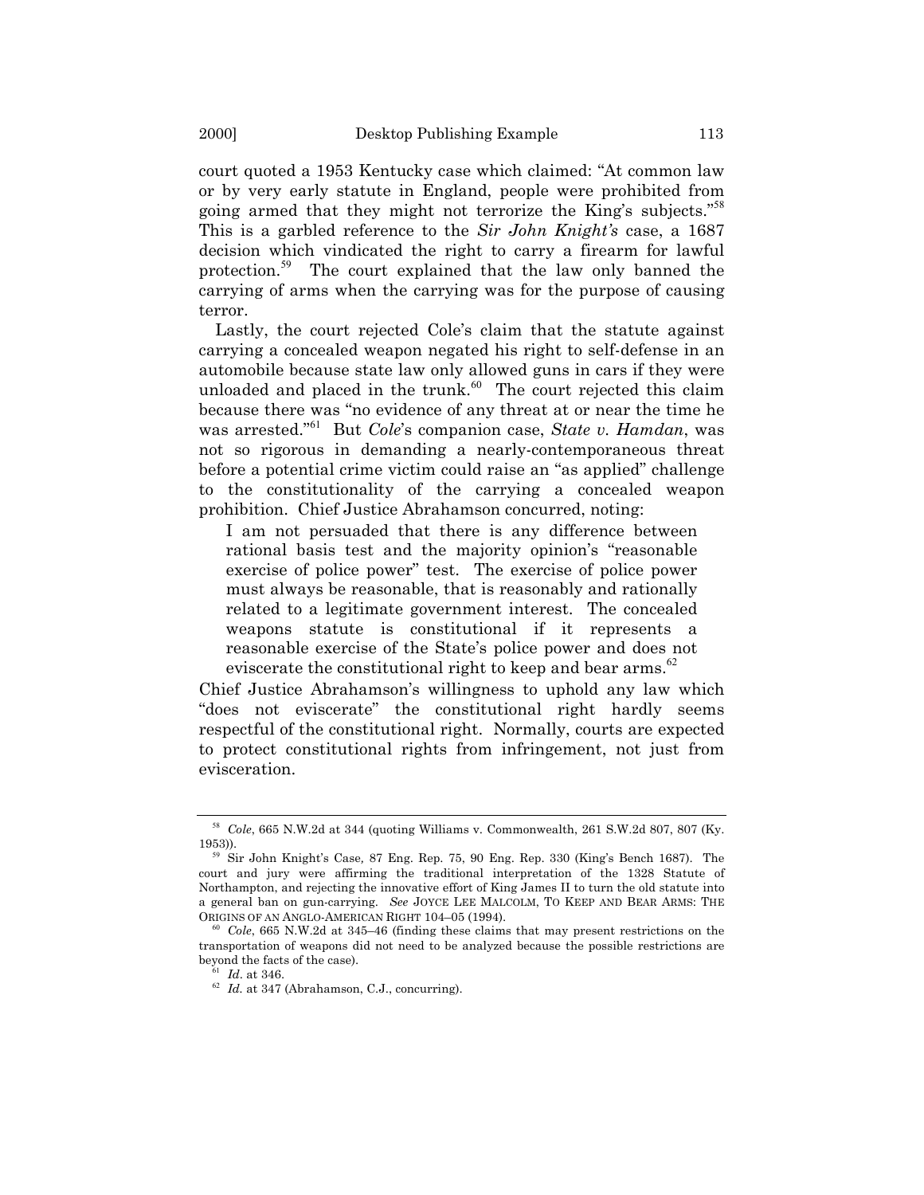court quoted a 1953 Kentucky case which claimed: "At common law or by very early statute in England, people were prohibited from going armed that they might not terrorize the King's subjects."[58] This is a garbled reference to the *Sir John Knight's* case, a 1687 decision which vindicated the right to carry a firearm for lawful protection.[59] The court explained that the law only banned the carrying of arms when the carrying was for the purpose of causing terror.

Lastly, the court rejected Cole's claim that the statute against carrying a concealed weapon negated his right to self-defense in an automobile because state law only allowed guns in cars if they were unloaded and placed in the trunk.[60] The court rejected this claim because there was "no evidence of any threat at or near the time he was arrested."[61] But *Cole*'s companion case, *State v. Hamdan*, was not so rigorous in demanding a nearly-contemporaneous threat before a potential crime victim could raise an "as applied" challenge to the constitutionality of the carrying a concealed weapon prohibition. Chief Justice Abrahamson concurred, noting:

> I am not persuaded that there is any difference between rational basis test and the majority opinion's "reasonable exercise of police power" test. The exercise of police power must always be reasonable, that is reasonably and rationally related to a legitimate government interest. The concealed weapons statute is constitutional if it represents a reasonable exercise of the State's police power and does not eviscerate the constitutional right to keep and bear arms.[62]

Chief Justice Abrahamson's willingness to uphold any law which "does not eviscerate" the constitutional right hardly seems respectful of the constitutional right. Normally, courts are expected to protect constitutional rights from infringement, not just from evisceration.

---

[58] *Cole*, 665 N.W.2d at 344 (quoting Williams v. Commonwealth, 261 S.W.2d 807, 807 (Ky. 1953)).

[59] Sir John Knight's Case*,* 87 Eng. Rep. 75, 90 Eng. Rep. 330 (King's Bench 1687). The court and jury were affirming the traditional interpretation of the 1328 Statute of Northampton, and rejecting the innovative effort of King James II to turn the old statute into a general ban on gun-carrying. *See* JOYCE LEE MALCOLM, TO KEEP AND BEAR ARMS: THE ORIGINS OF AN ANGLO-AMERICAN RIGHT 104–05 (1994).

[60] *Cole*, 665 N.W.2d at 345–46 (finding these claims that may present restrictions on the transportation of weapons did not need to be analyzed because the possible restrictions are beyond the facts of the case).

[61] *Id*. at 346.

[62] *Id.* at 347 (Abrahamson, C.J., concurring).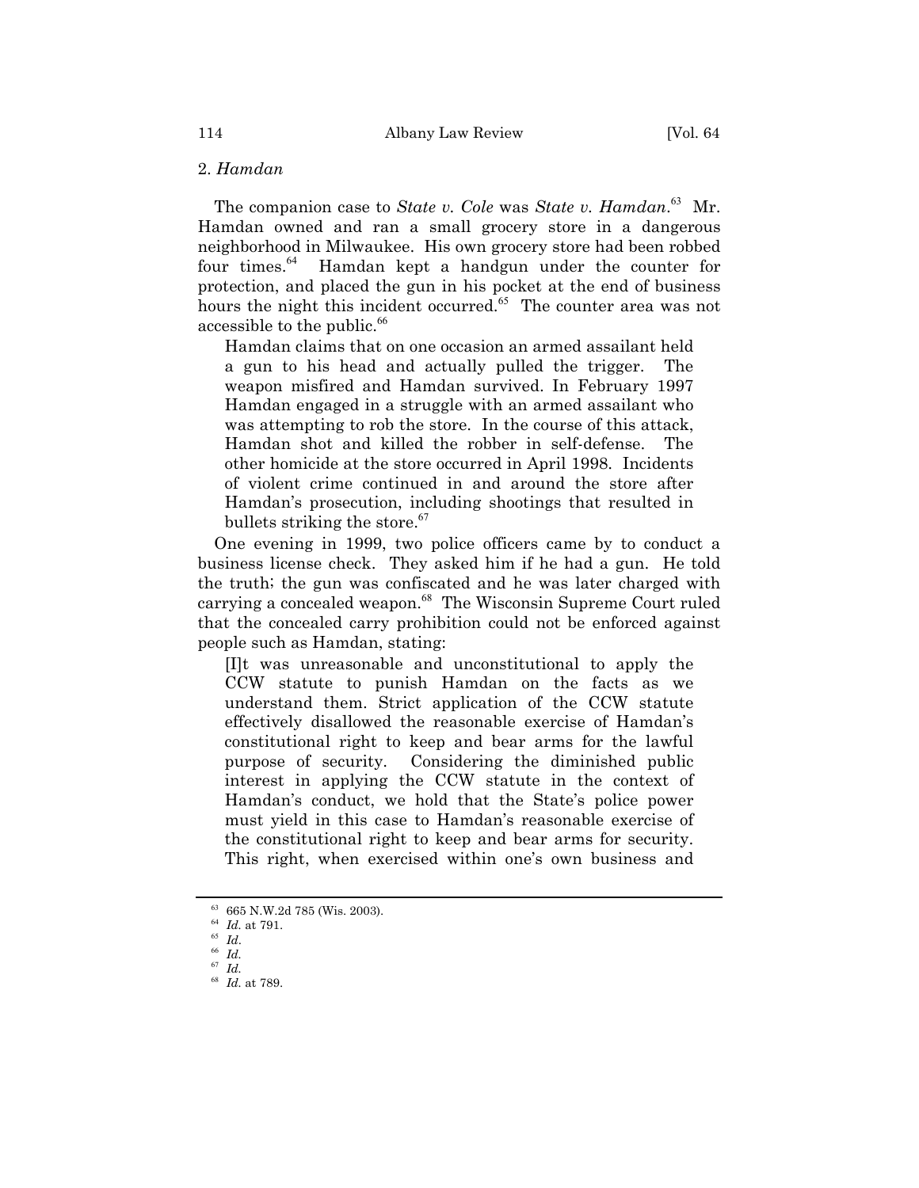### 2. *Hamdan*

The companion case to *State v. Cole* was *State v. Hamdan*.[63] Mr. Hamdan owned and ran a small grocery store in a dangerous neighborhood in Milwaukee. His own grocery store had been robbed four times.[64] Hamdan kept a handgun under the counter for protection, and placed the gun in his pocket at the end of business hours the night this incident occurred.[65] The counter area was not accessible to the public.[66]

> Hamdan claims that on one occasion an armed assailant held a gun to his head and actually pulled the trigger. The weapon misfired and Hamdan survived. In February 1997 Hamdan engaged in a struggle with an armed assailant who was attempting to rob the store. In the course of this attack, Hamdan shot and killed the robber in self-defense. The other homicide at the store occurred in April 1998. Incidents of violent crime continued in and around the store after Hamdan's prosecution, including shootings that resulted in bullets striking the store.[67]

One evening in 1999, two police officers came by to conduct a business license check. They asked him if he had a gun. He told the truth; the gun was confiscated and he was later charged with carrying a concealed weapon.[68] The Wisconsin Supreme Court ruled that the concealed carry prohibition could not be enforced against people such as Hamdan, stating:

> [I]t was unreasonable and unconstitutional to apply the CCW statute to punish Hamdan on the facts as we understand them. Strict application of the CCW statute effectively disallowed the reasonable exercise of Hamdan's constitutional right to keep and bear arms for the lawful purpose of security. Considering the diminished public interest in applying the CCW statute in the context of Hamdan's conduct, we hold that the State's police power must yield in this case to Hamdan's reasonable exercise of the constitutional right to keep and bear arms for security. This right, when exercised within one's own business and

---

[63] 665 N.W.2d 785 (Wis. 2003).

[64] *Id.* at 791.

[65] *Id.*

[66] *Id.*

[67] *Id.*

[68] *Id.* at 789.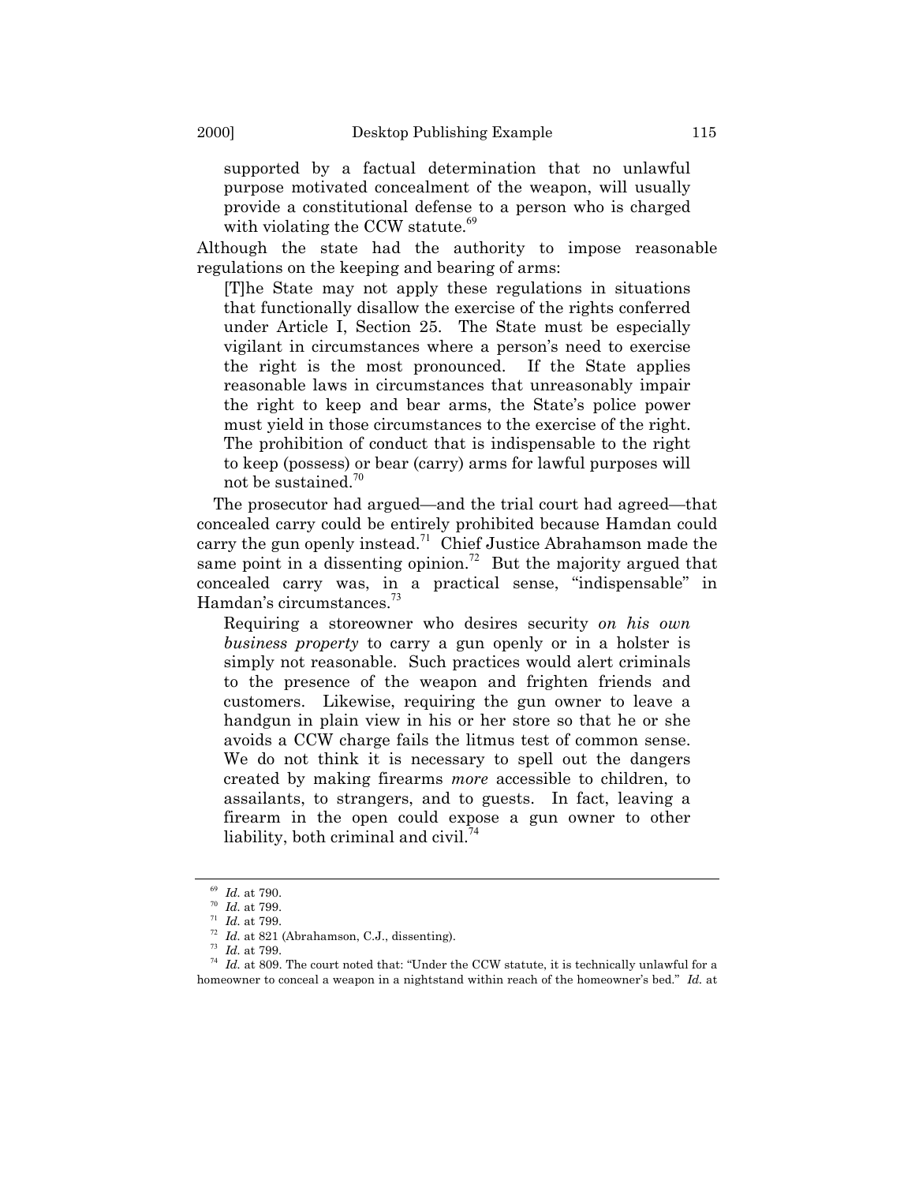> supported by a factual determination that no unlawful purpose motivated concealment of the weapon, will usually provide a constitutional defense to a person who is charged with violating the CCW statute.[69]

Although the state had the authority to impose reasonable regulations on the keeping and bearing of arms:

> [T]he State may not apply these regulations in situations that functionally disallow the exercise of the rights conferred under Article I, Section 25. The State must be especially vigilant in circumstances where a person's need to exercise the right is the most pronounced. If the State applies reasonable laws in circumstances that unreasonably impair the right to keep and bear arms, the State's police power must yield in those circumstances to the exercise of the right. The prohibition of conduct that is indispensable to the right to keep (possess) or bear (carry) arms for lawful purposes will not be sustained.[70]

The prosecutor had argued—and the trial court had agreed—that concealed carry could be entirely prohibited because Hamdan could carry the gun openly instead.[71] Chief Justice Abrahamson made the same point in a dissenting opinion.[72] But the majority argued that concealed carry was, in a practical sense, "indispensable" in Hamdan's circumstances.[73]

> Requiring a storeowner who desires security *on his own business property* to carry a gun openly or in a holster is simply not reasonable. Such practices would alert criminals to the presence of the weapon and frighten friends and customers. Likewise, requiring the gun owner to leave a handgun in plain view in his or her store so that he or she avoids a CCW charge fails the litmus test of common sense. We do not think it is necessary to spell out the dangers created by making firearms *more* accessible to children, to assailants, to strangers, and to guests. In fact, leaving a firearm in the open could expose a gun owner to other liability, both criminal and civil.[74]

---

[69] *Id.* at 790.

[70] *Id.* at 799.

[71] *Id.* at 799.

[72] *Id.* at 821 (Abrahamson, C.J., dissenting).

[73] *Id.* at 799.

[74] *Id.* at 809. The court noted that: "Under the CCW statute, it is technically unlawful for a homeowner to conceal a weapon in a nightstand within reach of the homeowner's bed." *Id.* at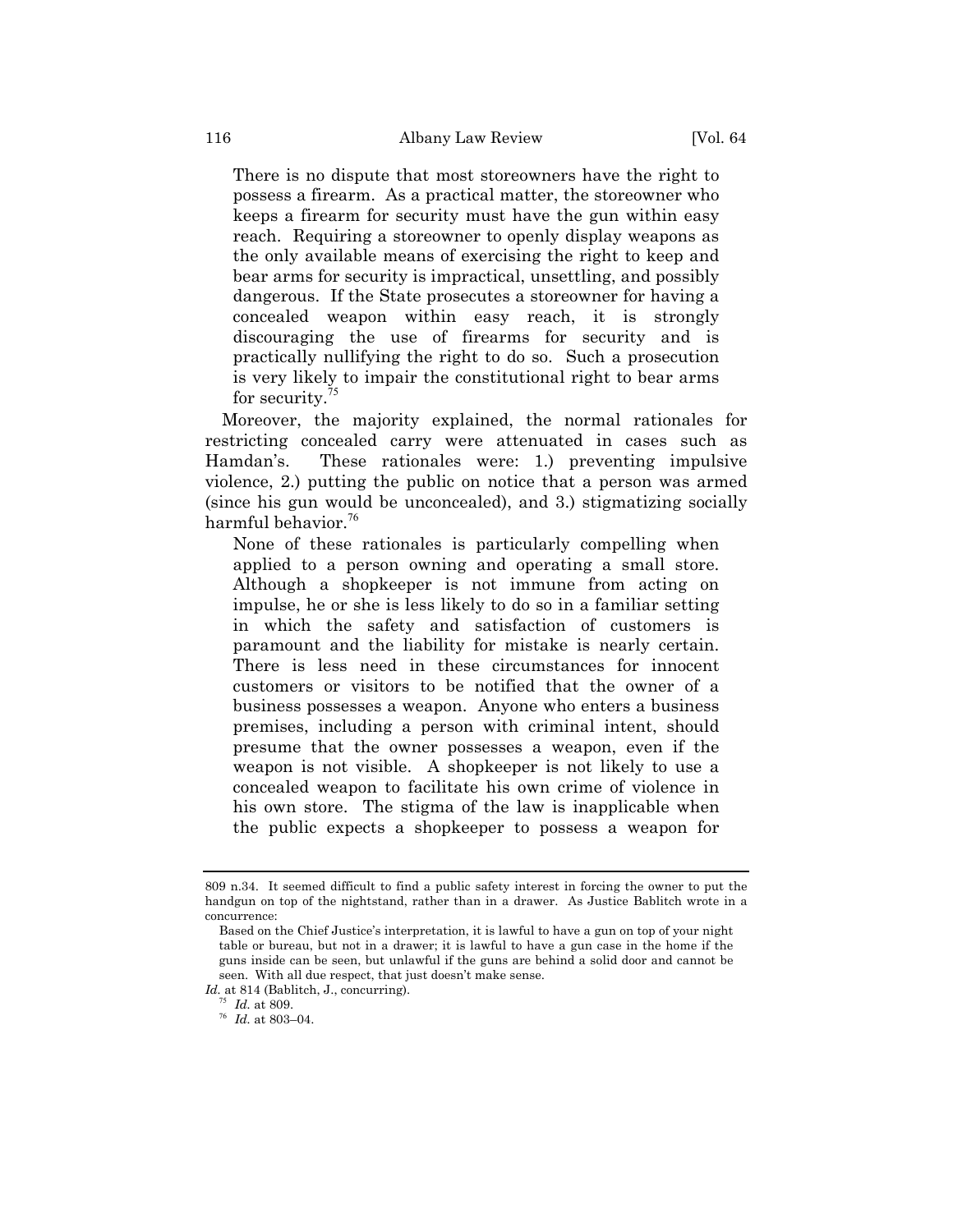> There is no dispute that most storeowners have the right to possess a firearm. As a practical matter, the storeowner who keeps a firearm for security must have the gun within easy reach. Requiring a storeowner to openly display weapons as the only available means of exercising the right to keep and bear arms for security is impractical, unsettling, and possibly dangerous. If the State prosecutes a storeowner for having a concealed weapon within easy reach, it is strongly discouraging the use of firearms for security and is practically nullifying the right to do so. Such a prosecution is very likely to impair the constitutional right to bear arms for security.[75]

Moreover, the majority explained, the normal rationales for restricting concealed carry were attenuated in cases such as Hamdan's. These rationales were: 1.) preventing impulsive violence, 2.) putting the public on notice that a person was armed (since his gun would be unconcealed), and 3.) stigmatizing socially harmful behavior.[76]

> None of these rationales is particularly compelling when applied to a person owning and operating a small store. Although a shopkeeper is not immune from acting on impulse, he or she is less likely to do so in a familiar setting in which the safety and satisfaction of customers is paramount and the liability for mistake is nearly certain. There is less need in these circumstances for innocent customers or visitors to be notified that the owner of a business possesses a weapon. Anyone who enters a business premises, including a person with criminal intent, should presume that the owner possesses a weapon, even if the weapon is not visible. A shopkeeper is not likely to use a concealed weapon to facilitate his own crime of violence in his own store. The stigma of the law is inapplicable when the public expects a shopkeeper to possess a weapon for

---

809 n.34. It seemed difficult to find a public safety interest in forcing the owner to put the handgun on top of the nightstand, rather than in a drawer. As Justice Bablitch wrote in a concurrence:

> Based on the Chief Justice's interpretation, it is lawful to have a gun on top of your night table or bureau, but not in a drawer; it is lawful to have a gun case in the home if the guns inside can be seen, but unlawful if the guns are behind a solid door and cannot be seen. With all due respect, that just doesn't make sense.

*Id.* at 814 (Bablitch, J., concurring).

[75] *Id.* at 809.

[76] *Id.* at 803–04.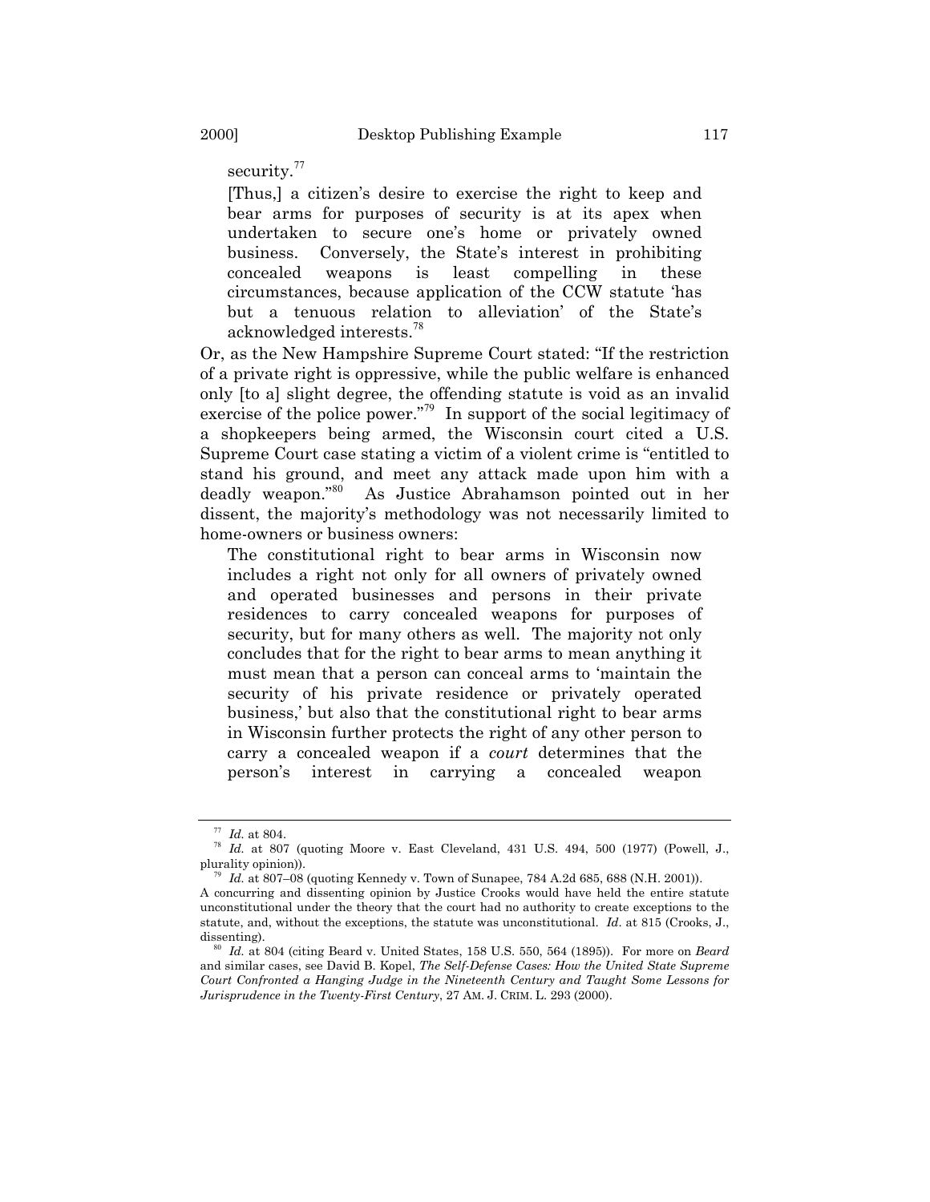security.[77]

> [Thus,] a citizen's desire to exercise the right to keep and bear arms for purposes of security is at its apex when undertaken to secure one's home or privately owned business. Conversely, the State's interest in prohibiting concealed weapons is least compelling in these circumstances, because application of the CCW statute 'has but a tenuous relation to alleviation' of the State's acknowledged interests.[78]

Or, as the New Hampshire Supreme Court stated: "If the restriction of a private right is oppressive, while the public welfare is enhanced only [to a] slight degree, the offending statute is void as an invalid exercise of the police power."[79] In support of the social legitimacy of a shopkeepers being armed, the Wisconsin court cited a U.S. Supreme Court case stating a victim of a violent crime is "entitled to stand his ground, and meet any attack made upon him with a deadly weapon."[80] As Justice Abrahamson pointed out in her dissent, the majority's methodology was not necessarily limited to home-owners or business owners:

> The constitutional right to bear arms in Wisconsin now includes a right not only for all owners of privately owned and operated businesses and persons in their private residences to carry concealed weapons for purposes of security, but for many others as well. The majority not only concludes that for the right to bear arms to mean anything it must mean that a person can conceal arms to 'maintain the security of his private residence or privately operated business,' but also that the constitutional right to bear arms in Wisconsin further protects the right of any other person to carry a concealed weapon if a *court* determines that the person's interest in carrying a concealed weapon

---

[77] *Id.* at 804.

[78] *Id.* at 807 (quoting Moore v. East Cleveland, 431 U.S. 494, 500 (1977) (Powell, J., plurality opinion)).

[79] *Id.* at 807–08 (quoting Kennedy v. Town of Sunapee, 784 A.2d 685, 688 (N.H. 2001)). A concurring and dissenting opinion by Justice Crooks would have held the entire statute unconstitutional under the theory that the court had no authority to create exceptions to the statute, and, without the exceptions, the statute was unconstitutional. *Id.* at 815 (Crooks, J., dissenting).

[80] *Id.* at 804 (citing Beard v. United States, 158 U.S. 550, 564 (1895)). For more on *Beard* and similar cases, see David B. Kopel, *The Self-Defense Cases: How the United State Supreme Court Confronted a Hanging Judge in the Nineteenth Century and Taught Some Lessons for Jurisprudence in the Twenty-First Century*, 27 AM. J. CRIM. L. 293 (2000).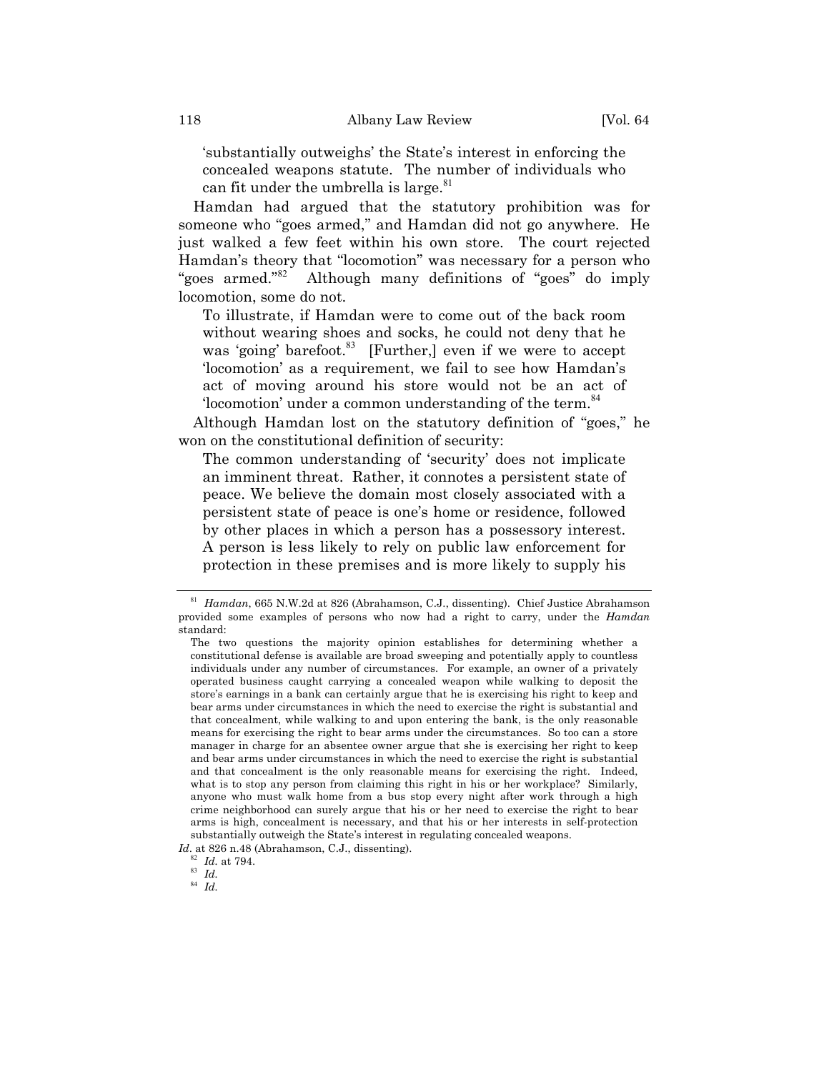'substantially outweighs' the State's interest in enforcing the concealed weapons statute. The number of individuals who can fit under the umbrella is large.[81]

Hamdan had argued that the statutory prohibition was for someone who "goes armed," and Hamdan did not go anywhere. He just walked a few feet within his own store. The court rejected Hamdan's theory that "locomotion" was necessary for a person who "goes armed."[82] Although many definitions of "goes" do imply locomotion, some do not.

> To illustrate, if Hamdan were to come out of the back room without wearing shoes and socks, he could not deny that he was 'going' barefoot.[83] [Further,] even if we were to accept 'locomotion' as a requirement, we fail to see how Hamdan's act of moving around his store would not be an act of 'locomotion' under a common understanding of the term.[84]

Although Hamdan lost on the statutory definition of "goes," he won on the constitutional definition of security:

> The common understanding of 'security' does not implicate an imminent threat. Rather, it connotes a persistent state of peace. We believe the domain most closely associated with a persistent state of peace is one's home or residence, followed by other places in which a person has a possessory interest. A person is less likely to rely on public law enforcement for protection in these premises and is more likely to supply his

---

[81] *Hamdan*, 665 N.W.2d at 826 (Abrahamson, C.J., dissenting). Chief Justice Abrahamson provided some examples of persons who now had a right to carry, under the *Hamdan* standard:

> The two questions the majority opinion establishes for determining whether a constitutional defense is available are broad sweeping and potentially apply to countless individuals under any number of circumstances. For example, an owner of a privately operated business caught carrying a concealed weapon while walking to deposit the store's earnings in a bank can certainly argue that he is exercising his right to keep and bear arms under circumstances in which the need to exercise the right is substantial and that concealment, while walking to and upon entering the bank, is the only reasonable means for exercising the right to bear arms under the circumstances. So too can a store manager in charge for an absentee owner argue that she is exercising her right to keep and bear arms under circumstances in which the need to exercise the right is substantial and that concealment is the only reasonable means for exercising the right. Indeed, what is to stop any person from claiming this right in his or her workplace? Similarly, anyone who must walk home from a bus stop every night after work through a high crime neighborhood can surely argue that his or her need to exercise the right to bear arms is high, concealment is necessary, and that his or her interests in self-protection substantially outweigh the State's interest in regulating concealed weapons.

*Id*. at 826 n.48 (Abrahamson, C.J., dissenting).

[82] *Id.* at 794.

[83] *Id.*

[84] *Id.*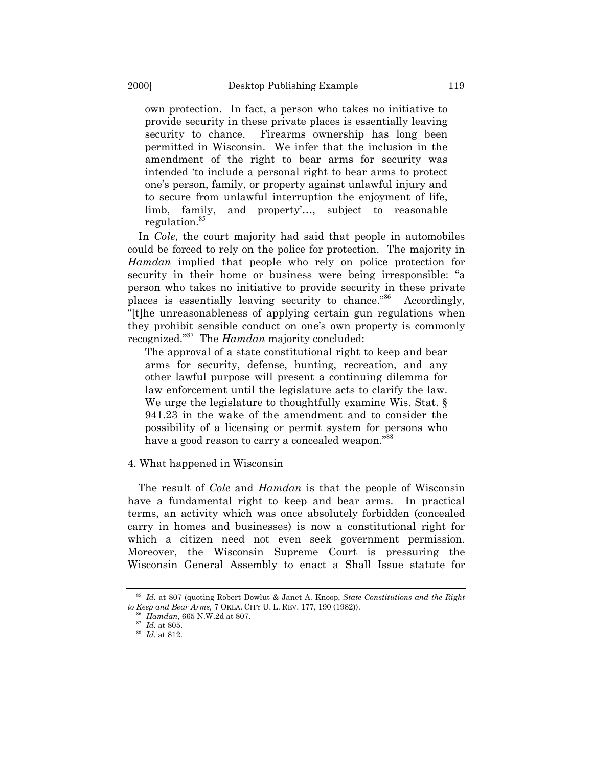> own protection. In fact, a person who takes no initiative to provide security in these private places is essentially leaving security to chance. Firearms ownership has long been permitted in Wisconsin. We infer that the inclusion in the amendment of the right to bear arms for security was intended 'to include a personal right to bear arms to protect one's person, family, or property against unlawful injury and to secure from unlawful interruption the enjoyment of life, limb, family, and property'…, subject to reasonable regulation.[85]

In *Cole*, the court majority had said that people in automobiles could be forced to rely on the police for protection. The majority in *Hamdan* implied that people who rely on police protection for security in their home or business were being irresponsible: "a person who takes no initiative to provide security in these private places is essentially leaving security to chance."[86] Accordingly, "[t]he unreasonableness of applying certain gun regulations when they prohibit sensible conduct on one's own property is commonly recognized."[87] The *Hamdan* majority concluded:

> The approval of a state constitutional right to keep and bear arms for security, defense, hunting, recreation, and any other lawful purpose will present a continuing dilemma for law enforcement until the legislature acts to clarify the law. We urge the legislature to thoughtfully examine Wis. Stat. § 941.23 in the wake of the amendment and to consider the possibility of a licensing or permit system for persons who have a good reason to carry a concealed weapon."[88]

4. What happened in Wisconsin

The result of *Cole* and *Hamdan* is that the people of Wisconsin have a fundamental right to keep and bear arms. In practical terms, an activity which was once absolutely forbidden (concealed carry in homes and businesses) is now a constitutional right for which a citizen need not even seek government permission. Moreover, the Wisconsin Supreme Court is pressuring the Wisconsin General Assembly to enact a Shall Issue statute for

---

[85] *Id.* at 807 (quoting Robert Dowlut & Janet A. Knoop, *State Constitutions and the Right to Keep and Bear Arms,* 7 OKLA. CITY U. L. REV. 177, 190 (1982)).

[86] *Hamdan*, 665 N.W.2d at 807.

[87] *Id.* at 805.

[88] *Id.* at 812.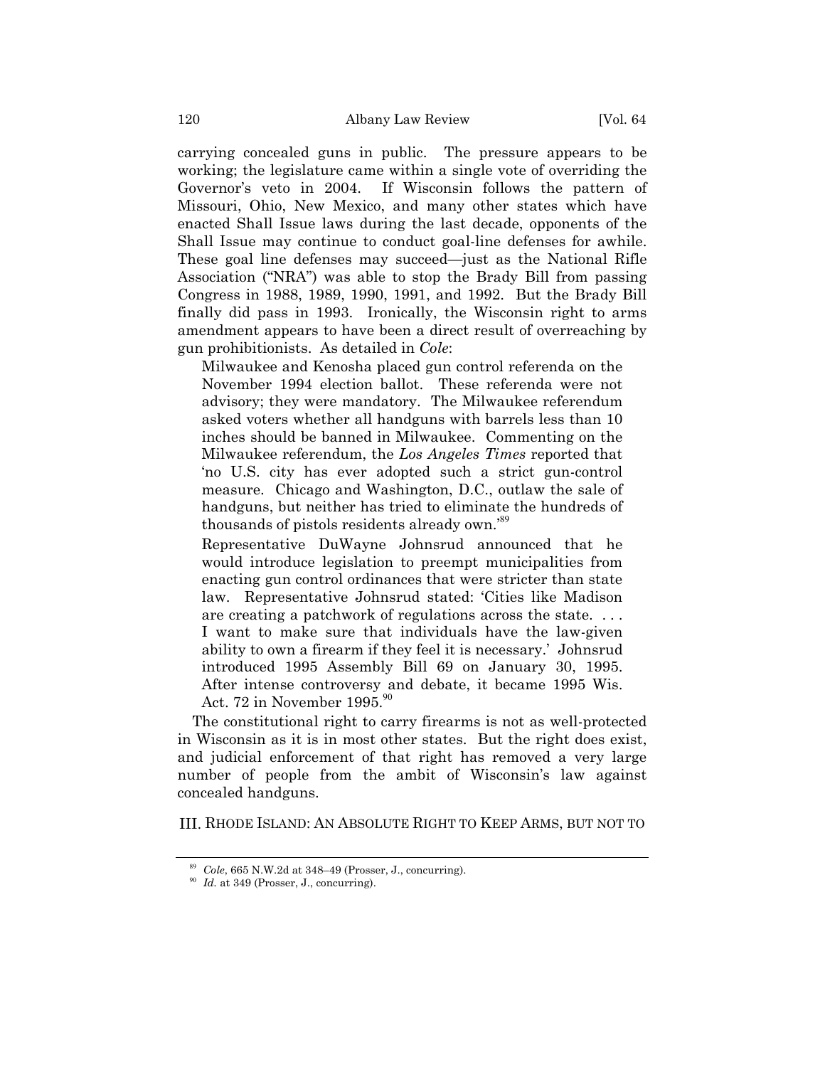carrying concealed guns in public. The pressure appears to be working; the legislature came within a single vote of overriding the Governor's veto in 2004. If Wisconsin follows the pattern of Missouri, Ohio, New Mexico, and many other states which have enacted Shall Issue laws during the last decade, opponents of the Shall Issue may continue to conduct goal-line defenses for awhile. These goal line defenses may succeed—just as the National Rifle Association ("NRA") was able to stop the Brady Bill from passing Congress in 1988, 1989, 1990, 1991, and 1992. But the Brady Bill finally did pass in 1993. Ironically, the Wisconsin right to arms amendment appears to have been a direct result of overreaching by gun prohibitionists. As detailed in *Cole*:

> Milwaukee and Kenosha placed gun control referenda on the November 1994 election ballot. These referenda were not advisory; they were mandatory. The Milwaukee referendum asked voters whether all handguns with barrels less than 10 inches should be banned in Milwaukee. Commenting on the Milwaukee referendum, the *Los Angeles Times* reported that 'no U.S. city has ever adopted such a strict gun-control measure. Chicago and Washington, D.C., outlaw the sale of handguns, but neither has tried to eliminate the hundreds of thousands of pistols residents already own.'[89]
>
> Representative DuWayne Johnsrud announced that he would introduce legislation to preempt municipalities from enacting gun control ordinances that were stricter than state law. Representative Johnsrud stated: 'Cities like Madison are creating a patchwork of regulations across the state. . . . I want to make sure that individuals have the law-given ability to own a firearm if they feel it is necessary.' Johnsrud introduced 1995 Assembly Bill 69 on January 30, 1995. After intense controversy and debate, it became 1995 Wis. Act. 72 in November 1995.[90]

The constitutional right to carry firearms is not as well-protected in Wisconsin as it is in most other states. But the right does exist, and judicial enforcement of that right has removed a very large number of people from the ambit of Wisconsin's law against concealed handguns.

## III. RHODE ISLAND: AN ABSOLUTE RIGHT TO KEEP ARMS, BUT NOT TO

---

[89] *Cole*, 665 N.W.2d at 348–49 (Prosser, J., concurring).

[90] *Id.* at 349 (Prosser, J., concurring).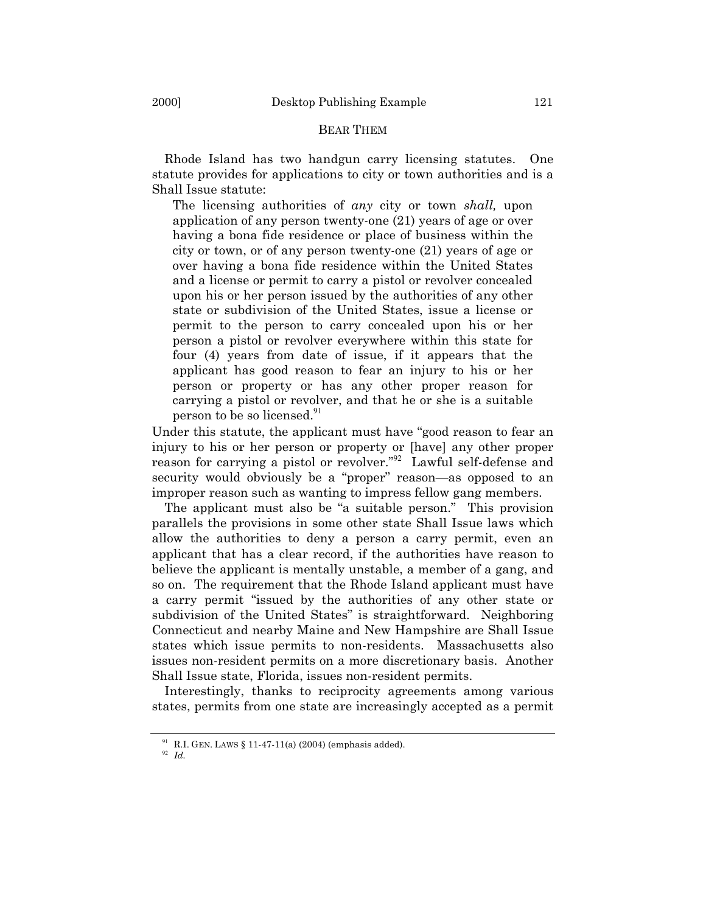BEAR THEM

Rhode Island has two handgun carry licensing statutes. One statute provides for applications to city or town authorities and is a Shall Issue statute:

> The licensing authorities of *any* city or town *shall,* upon application of any person twenty-one (21) years of age or over having a bona fide residence or place of business within the city or town, or of any person twenty-one (21) years of age or over having a bona fide residence within the United States and a license or permit to carry a pistol or revolver concealed upon his or her person issued by the authorities of any other state or subdivision of the United States, issue a license or permit to the person to carry concealed upon his or her person a pistol or revolver everywhere within this state for four (4) years from date of issue, if it appears that the applicant has good reason to fear an injury to his or her person or property or has any other proper reason for carrying a pistol or revolver, and that he or she is a suitable person to be so licensed.[91]

Under this statute, the applicant must have "good reason to fear an injury to his or her person or property or [have] any other proper reason for carrying a pistol or revolver."[92] Lawful self-defense and security would obviously be a "proper" reason—as opposed to an improper reason such as wanting to impress fellow gang members.

The applicant must also be "a suitable person." This provision parallels the provisions in some other state Shall Issue laws which allow the authorities to deny a person a carry permit, even an applicant that has a clear record, if the authorities have reason to believe the applicant is mentally unstable, a member of a gang, and so on. The requirement that the Rhode Island applicant must have a carry permit "issued by the authorities of any other state or subdivision of the United States" is straightforward. Neighboring Connecticut and nearby Maine and New Hampshire are Shall Issue states which issue permits to non-residents. Massachusetts also issues non-resident permits on a more discretionary basis. Another Shall Issue state, Florida, issues non-resident permits.

Interestingly, thanks to reciprocity agreements among various states, permits from one state are increasingly accepted as a permit

---

[91] R.I. GEN. LAWS § 11-47-11(a) (2004) (emphasis added).

[92] *Id.*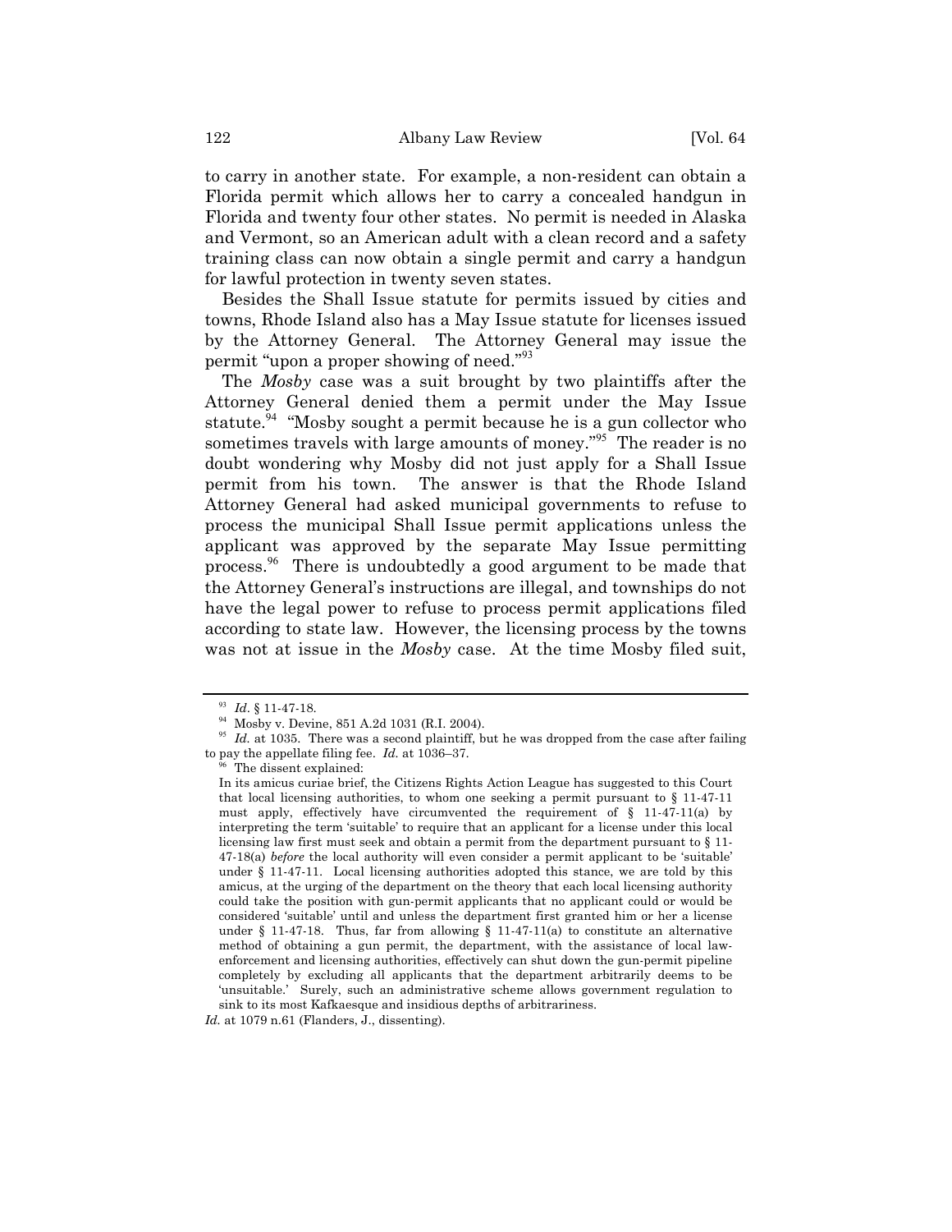to carry in another state. For example, a non-resident can obtain a Florida permit which allows her to carry a concealed handgun in Florida and twenty four other states. No permit is needed in Alaska and Vermont, so an American adult with a clean record and a safety training class can now obtain a single permit and carry a handgun for lawful protection in twenty seven states.

Besides the Shall Issue statute for permits issued by cities and towns, Rhode Island also has a May Issue statute for licenses issued by the Attorney General. The Attorney General may issue the permit "upon a proper showing of need."[93]

The *Mosby* case was a suit brought by two plaintiffs after the Attorney General denied them a permit under the May Issue statute.[94] "Mosby sought a permit because he is a gun collector who sometimes travels with large amounts of money."[95] The reader is no doubt wondering why Mosby did not just apply for a Shall Issue permit from his town. The answer is that the Rhode Island Attorney General had asked municipal governments to refuse to process the municipal Shall Issue permit applications unless the applicant was approved by the separate May Issue permitting process.[96] There is undoubtedly a good argument to be made that the Attorney General's instructions are illegal, and townships do not have the legal power to refuse to process permit applications filed according to state law. However, the licensing process by the towns was not at issue in the *Mosby* case. At the time Mosby filed suit,

---

[93] *Id*. § 11-47-18.

[94] Mosby v. Devine, 851 A.2d 1031 (R.I. 2004).

[95] *Id.* at 1035. There was a second plaintiff, but he was dropped from the case after failing to pay the appellate filing fee. *Id.* at 1036–37.

[96] The dissent explained:

> In its amicus curiae brief, the Citizens Rights Action League has suggested to this Court that local licensing authorities, to whom one seeking a permit pursuant to § 11-47-11 must apply, effectively have circumvented the requirement of § 11-47-11(a) by interpreting the term 'suitable' to require that an applicant for a license under this local licensing law first must seek and obtain a permit from the department pursuant to § 11-47-18(a) *before* the local authority will even consider a permit applicant to be 'suitable' under § 11-47-11. Local licensing authorities adopted this stance, we are told by this amicus, at the urging of the department on the theory that each local licensing authority could take the position with gun-permit applicants that no applicant could or would be considered 'suitable' until and unless the department first granted him or her a license under § 11-47-18. Thus, far from allowing § 11-47-11(a) to constitute an alternative method of obtaining a gun permit, the department, with the assistance of local law-enforcement and licensing authorities, effectively can shut down the gun-permit pipeline completely by excluding all applicants that the department arbitrarily deems to be 'unsuitable.' Surely, such an administrative scheme allows government regulation to sink to its most Kafkaesque and insidious depths of arbitrariness.

*Id.* at 1079 n.61 (Flanders, J., dissenting).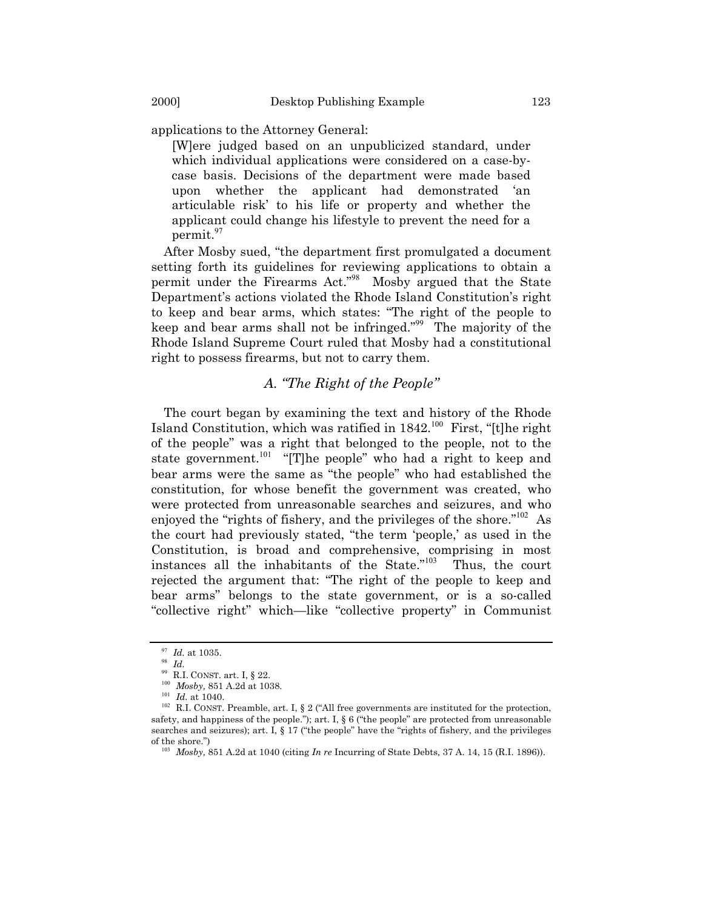applications to the Attorney General:

> [W]ere judged based on an unpublicized standard, under which individual applications were considered on a case-by-case basis. Decisions of the department were made based upon whether the applicant had demonstrated 'an articulable risk' to his life or property and whether the applicant could change his lifestyle to prevent the need for a permit.[97]

After Mosby sued, "the department first promulgated a document setting forth its guidelines for reviewing applications to obtain a permit under the Firearms Act."[98] Mosby argued that the State Department's actions violated the Rhode Island Constitution's right to keep and bear arms, which states: "The right of the people to keep and bear arms shall not be infringed."[99] The majority of the Rhode Island Supreme Court ruled that Mosby had a constitutional right to possess firearms, but not to carry them.

### *A. "The Right of the People"*

The court began by examining the text and history of the Rhode Island Constitution, which was ratified in 1842.[100] First, "[t]he right of the people" was a right that belonged to the people, not to the state government.[101] "[T]he people" who had a right to keep and bear arms were the same as "the people" who had established the constitution, for whose benefit the government was created, who were protected from unreasonable searches and seizures, and who enjoyed the "rights of fishery, and the privileges of the shore."[102] As the court had previously stated, "the term 'people,' as used in the Constitution, is broad and comprehensive, comprising in most instances all the inhabitants of the State."[103] Thus, the court rejected the argument that: "The right of the people to keep and bear arms" belongs to the state government, or is a so-called "collective right" which—like "collective property" in Communist

---

[97] *Id.* at 1035.

[98] *Id.*

[99] R.I. CONST. art. I, § 22.

[100] *Mosby,* 851 A.2d at 1038.

[101] *Id.* at 1040.

[102] R.I. CONST. Preamble, art. I, § 2 ("All free governments are instituted for the protection, safety, and happiness of the people."); art. I, § 6 ("the people" are protected from unreasonable searches and seizures); art. I, § 17 ("the people" have the "rights of fishery, and the privileges of the shore.")

[103] *Mosby,* 851 A.2d at 1040 (citing *In re* Incurring of State Debts, 37 A. 14, 15 (R.I. 1896)).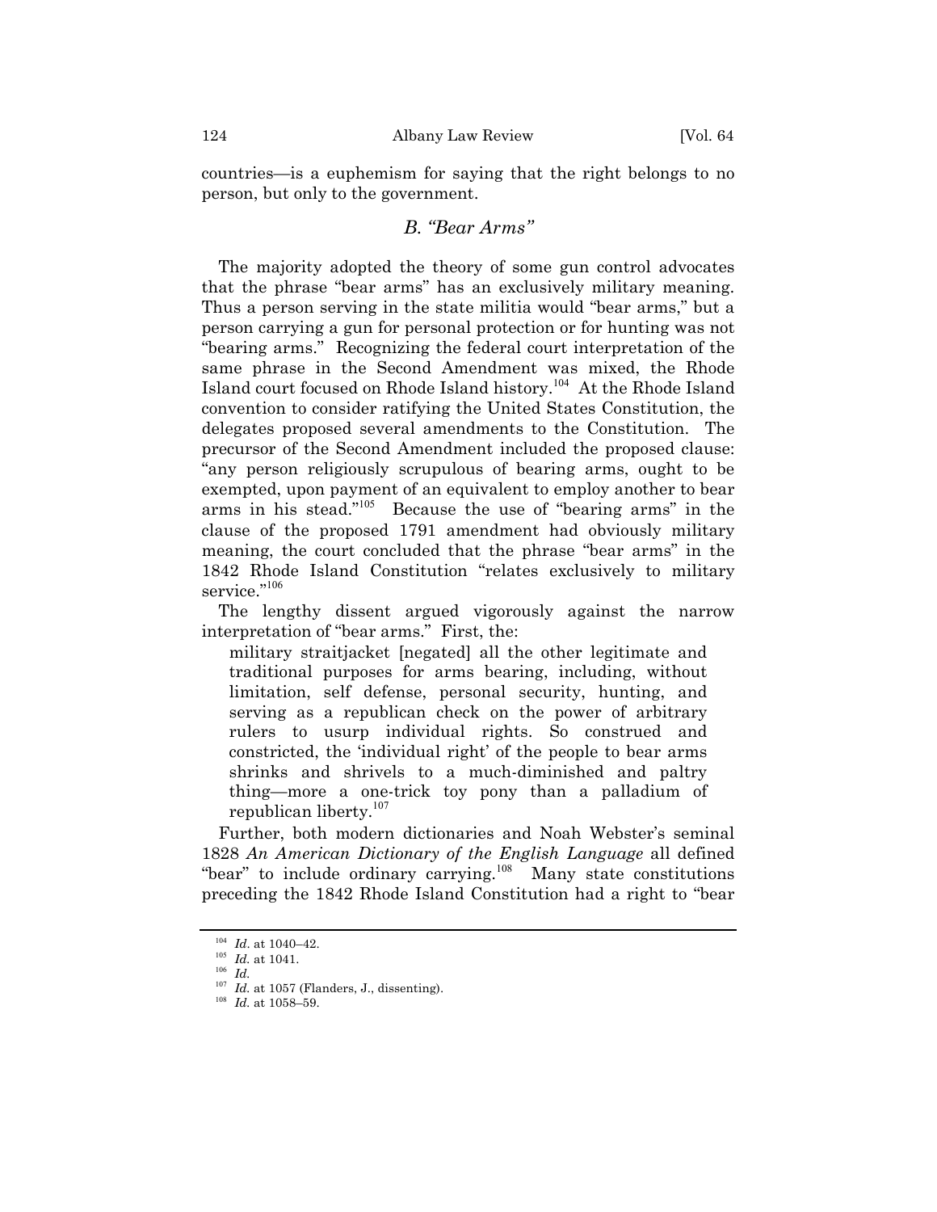countries—is a euphemism for saying that the right belongs to no person, but only to the government.

### *B. "Bear Arms"*

The majority adopted the theory of some gun control advocates that the phrase "bear arms" has an exclusively military meaning. Thus a person serving in the state militia would "bear arms," but a person carrying a gun for personal protection or for hunting was not "bearing arms." Recognizing the federal court interpretation of the same phrase in the Second Amendment was mixed, the Rhode Island court focused on Rhode Island history.[104] At the Rhode Island convention to consider ratifying the United States Constitution, the delegates proposed several amendments to the Constitution. The precursor of the Second Amendment included the proposed clause: "any person religiously scrupulous of bearing arms, ought to be exempted, upon payment of an equivalent to employ another to bear arms in his stead."[105] Because the use of "bearing arms" in the clause of the proposed 1791 amendment had obviously military meaning, the court concluded that the phrase "bear arms" in the 1842 Rhode Island Constitution "relates exclusively to military service."[106]

The lengthy dissent argued vigorously against the narrow interpretation of "bear arms." First, the:

> military straitjacket [negated] all the other legitimate and traditional purposes for arms bearing, including, without limitation, self defense, personal security, hunting, and serving as a republican check on the power of arbitrary rulers to usurp individual rights. So construed and constricted, the 'individual right' of the people to bear arms shrinks and shrivels to a much-diminished and paltry thing—more a one-trick toy pony than a palladium of republican liberty.[107]

Further, both modern dictionaries and Noah Webster's seminal 1828 *An American Dictionary of the English Language* all defined "bear" to include ordinary carrying.[108] Many state constitutions preceding the 1842 Rhode Island Constitution had a right to "bear

---

[104] *Id*. at 1040–42.

[105] *Id.* at 1041.

[106] *Id.*

[107] *Id.* at 1057 (Flanders, J., dissenting).

[108] *Id.* at 1058–59.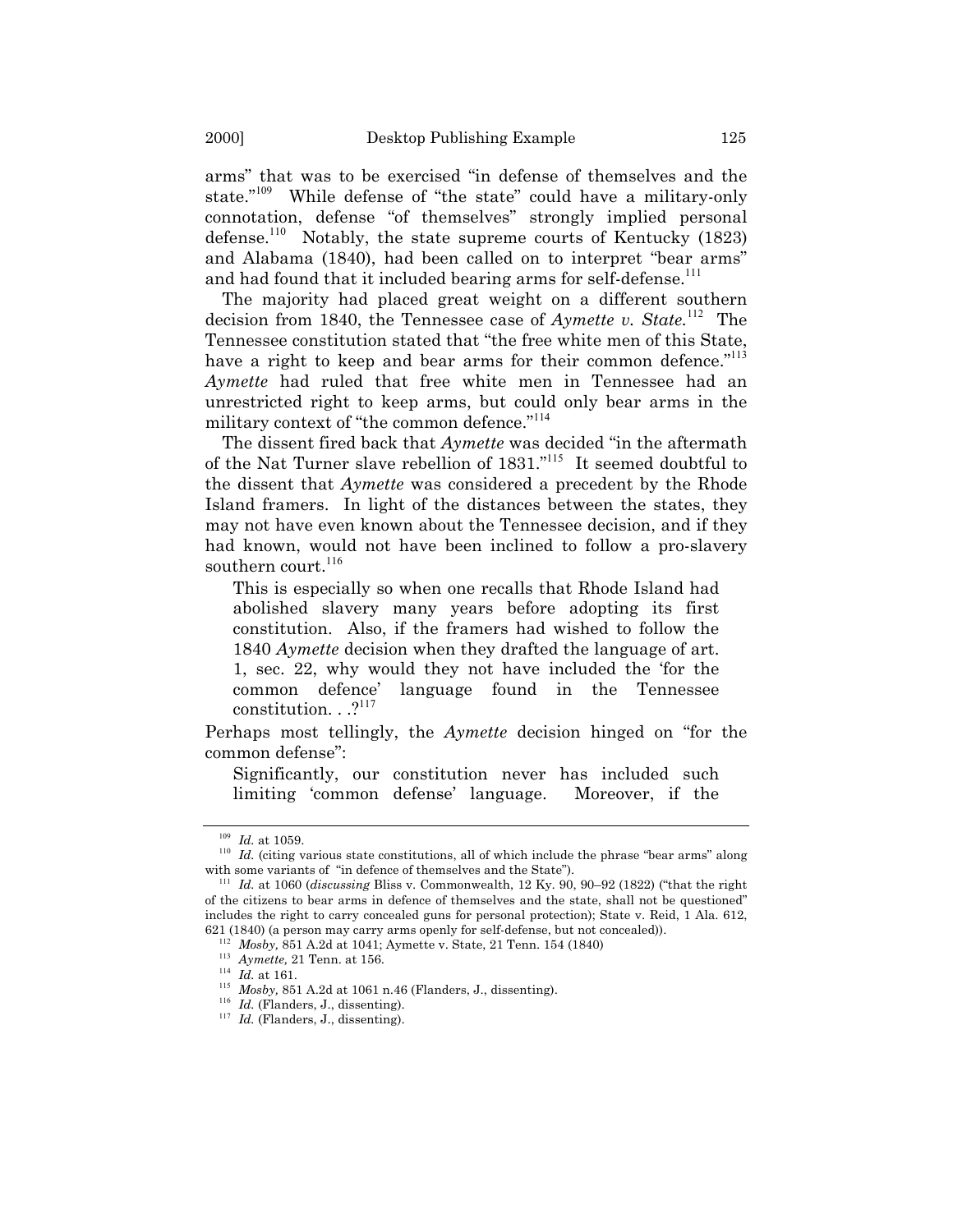arms" that was to be exercised "in defense of themselves and the state."[109] While defense of "the state" could have a military-only connotation, defense "of themselves" strongly implied personal defense.[110] Notably, the state supreme courts of Kentucky (1823) and Alabama (1840), had been called on to interpret "bear arms" and had found that it included bearing arms for self-defense.[111]

The majority had placed great weight on a different southern decision from 1840, the Tennessee case of *Aymette v. State.*[112] The Tennessee constitution stated that "the free white men of this State, have a right to keep and bear arms for their common defence."[113] *Aymette* had ruled that free white men in Tennessee had an unrestricted right to keep arms, but could only bear arms in the military context of "the common defence."[114]

The dissent fired back that *Aymette* was decided "in the aftermath of the Nat Turner slave rebellion of 1831."[115] It seemed doubtful to the dissent that *Aymette* was considered a precedent by the Rhode Island framers. In light of the distances between the states, they may not have even known about the Tennessee decision, and if they had known, would not have been inclined to follow a pro-slavery southern court.[116]

> This is especially so when one recalls that Rhode Island had abolished slavery many years before adopting its first constitution. Also, if the framers had wished to follow the 1840 *Aymette* decision when they drafted the language of art. 1, sec. 22, why would they not have included the 'for the common defence' language found in the Tennessee constitution. . .?[117]

Perhaps most tellingly, the *Aymette* decision hinged on "for the common defense":

> Significantly, our constitution never has included such limiting 'common defense' language. Moreover, if the

---

[109] *Id.* at 1059.

[110] *Id.* (citing various state constitutions, all of which include the phrase "bear arms" along with some variants of "in defence of themselves and the State").

[111] *Id.* at 1060 (*discussing* Bliss v. Commonwealth, 12 Ky. 90, 90–92 (1822) ("that the right of the citizens to bear arms in defence of themselves and the state, shall not be questioned" includes the right to carry concealed guns for personal protection); State v. Reid, 1 Ala. 612, 621 (1840) (a person may carry arms openly for self-defense, but not concealed)).

[112] *Mosby,* 851 A.2d at 1041; Aymette v. State, 21 Tenn. 154 (1840)

[113] *Aymette,* 21 Tenn. at 156.

[114] *Id.* at 161.

[115] *Mosby,* 851 A.2d at 1061 n.46 (Flanders, J., dissenting).

[116] *Id.* (Flanders, J., dissenting).

[117] *Id.* (Flanders, J., dissenting).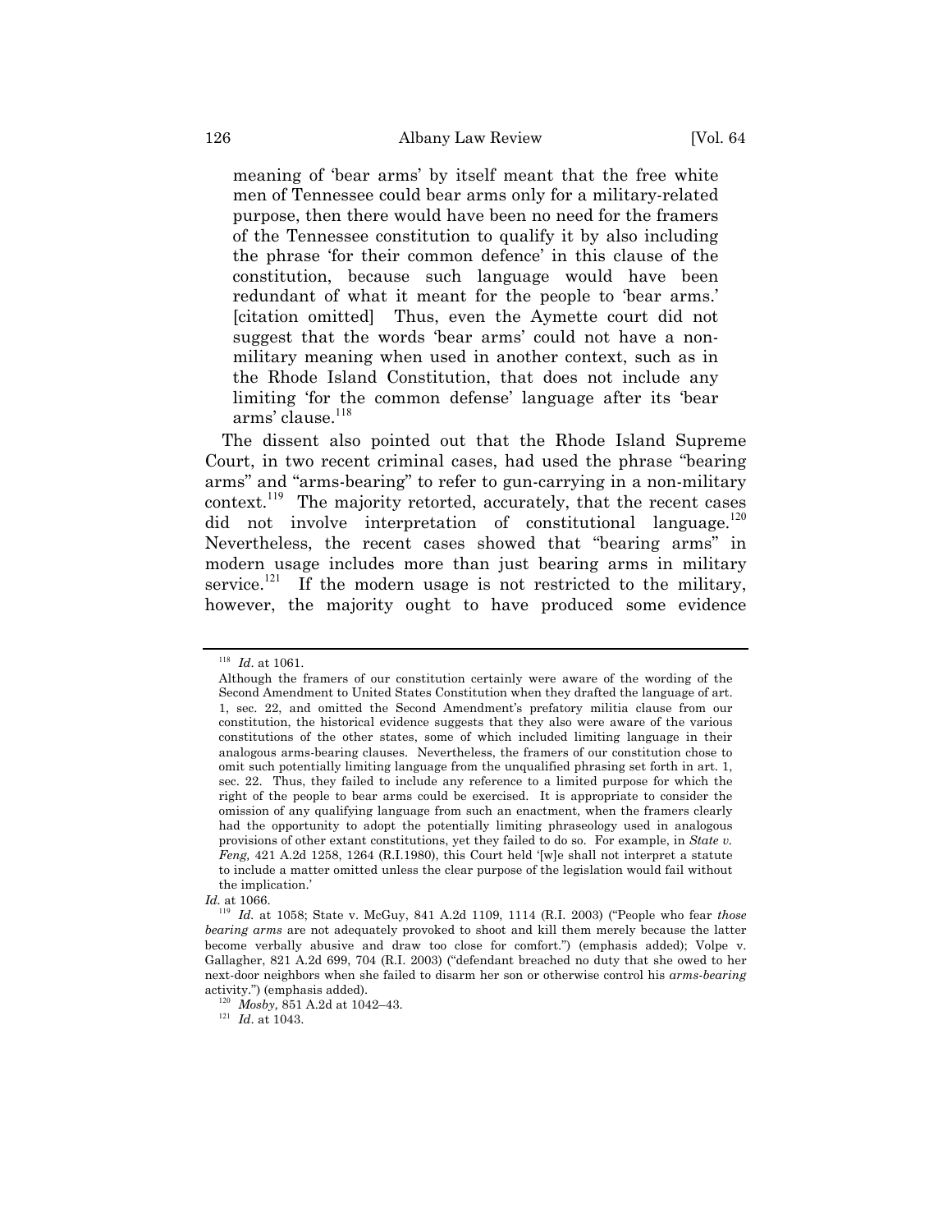meaning of 'bear arms' by itself meant that the free white men of Tennessee could bear arms only for a military-related purpose, then there would have been no need for the framers of the Tennessee constitution to qualify it by also including the phrase 'for their common defence' in this clause of the constitution, because such language would have been redundant of what it meant for the people to 'bear arms.' [citation omitted] Thus, even the Aymette court did not suggest that the words 'bear arms' could not have a non-military meaning when used in another context, such as in the Rhode Island Constitution, that does not include any limiting 'for the common defense' language after its 'bear arms' clause.[118]

The dissent also pointed out that the Rhode Island Supreme Court, in two recent criminal cases, had used the phrase "bearing arms" and "arms-bearing" to refer to gun-carrying in a non-military context.[119] The majority retorted, accurately, that the recent cases did not involve interpretation of constitutional language.[120] Nevertheless, the recent cases showed that "bearing arms" in modern usage includes more than just bearing arms in military service.[121] If the modern usage is not restricted to the military, however, the majority ought to have produced some evidence

---

[118] *Id.* at 1061.

Although the framers of our constitution certainly were aware of the wording of the Second Amendment to United States Constitution when they drafted the language of art. 1, sec. 22, and omitted the Second Amendment's prefatory militia clause from our constitution, the historical evidence suggests that they also were aware of the various constitutions of the other states, some of which included limiting language in their analogous arms-bearing clauses. Nevertheless, the framers of our constitution chose to omit such potentially limiting language from the unqualified phrasing set forth in art. 1, sec. 22. Thus, they failed to include any reference to a limited purpose for which the right of the people to bear arms could be exercised. It is appropriate to consider the omission of any qualifying language from such an enactment, when the framers clearly had the opportunity to adopt the potentially limiting phraseology used in analogous provisions of other extant constitutions, yet they failed to do so. For example, in *State v. Feng,* 421 A.2d 1258, 1264 (R.I.1980), this Court held '[w]e shall not interpret a statute to include a matter omitted unless the clear purpose of the legislation would fail without the implication.'

*Id.* at 1066.

[119] *Id.* at 1058; State v. McGuy, 841 A.2d 1109, 1114 (R.I. 2003) ("People who fear *those bearing arms* are not adequately provoked to shoot and kill them merely because the latter become verbally abusive and draw too close for comfort.") (emphasis added); Volpe v. Gallagher, 821 A.2d 699, 704 (R.I. 2003) ("defendant breached no duty that she owed to her next-door neighbors when she failed to disarm her son or otherwise control his *arms-bearing* activity.") (emphasis added).

[120] *Mosby,* 851 A.2d at 1042–43.

[121] *Id.* at 1043.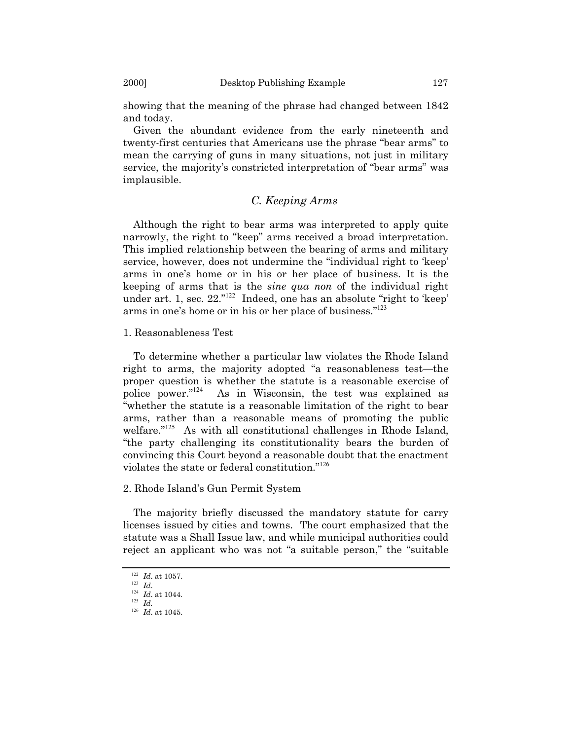showing that the meaning of the phrase had changed between 1842 and today.

Given the abundant evidence from the early nineteenth and twenty-first centuries that Americans use the phrase "bear arms" to mean the carrying of guns in many situations, not just in military service, the majority's constricted interpretation of "bear arms" was implausible.

### *C. Keeping Arms*

Although the right to bear arms was interpreted to apply quite narrowly, the right to "keep" arms received a broad interpretation. This implied relationship between the bearing of arms and military service, however, does not undermine the "individual right to 'keep' arms in one's home or in his or her place of business. It is the keeping of arms that is the *sine qua non* of the individual right under art. 1, sec. 22."[122] Indeed, one has an absolute "right to 'keep' arms in one's home or in his or her place of business."[123]

#### 1. Reasonableness Test

To determine whether a particular law violates the Rhode Island right to arms, the majority adopted "a reasonableness test—the proper question is whether the statute is a reasonable exercise of police power."[124] As in Wisconsin, the test was explained as "whether the statute is a reasonable limitation of the right to bear arms, rather than a reasonable means of promoting the public welfare."[125] As with all constitutional challenges in Rhode Island, "the party challenging its constitutionality bears the burden of convincing this Court beyond a reasonable doubt that the enactment violates the state or federal constitution."[126]

#### 2. Rhode Island's Gun Permit System

The majority briefly discussed the mandatory statute for carry licenses issued by cities and towns. The court emphasized that the statute was a Shall Issue law, and while municipal authorities could reject an applicant who was not "a suitable person," the "suitable

---

[122] *Id*. at 1057.
[123] *Id*.
[124] *Id*. at 1044.
[125] *Id.*
[126] *Id*. at 1045.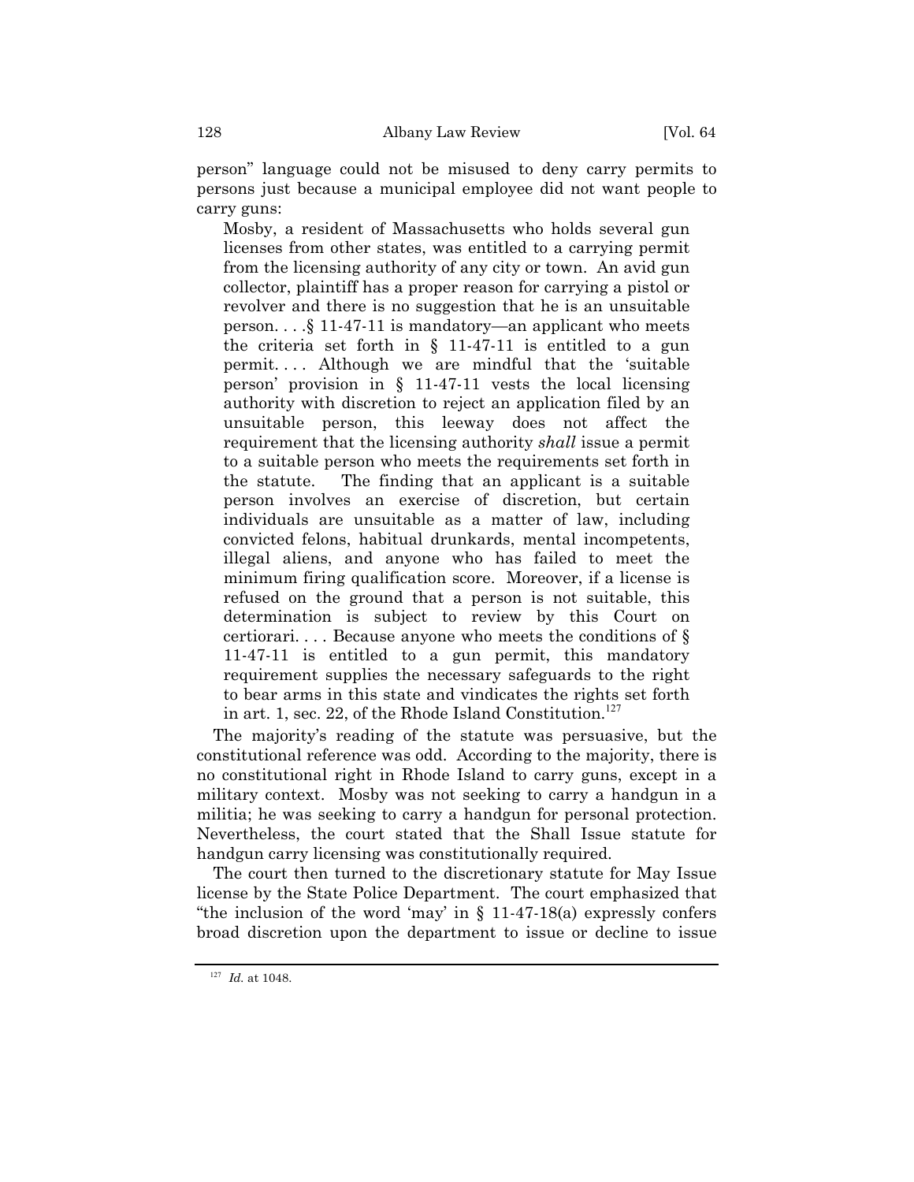person" language could not be misused to deny carry permits to persons just because a municipal employee did not want people to carry guns:

> Mosby, a resident of Massachusetts who holds several gun licenses from other states, was entitled to a carrying permit from the licensing authority of any city or town. An avid gun collector, plaintiff has a proper reason for carrying a pistol or revolver and there is no suggestion that he is an unsuitable person. . . .§ 11-47-11 is mandatory—an applicant who meets the criteria set forth in § 11-47-11 is entitled to a gun permit. . . . Although we are mindful that the 'suitable person' provision in § 11-47-11 vests the local licensing authority with discretion to reject an application filed by an unsuitable person, this leeway does not affect the requirement that the licensing authority *shall* issue a permit to a suitable person who meets the requirements set forth in the statute. The finding that an applicant is a suitable person involves an exercise of discretion, but certain individuals are unsuitable as a matter of law, including convicted felons, habitual drunkards, mental incompetents, illegal aliens, and anyone who has failed to meet the minimum firing qualification score. Moreover, if a license is refused on the ground that a person is not suitable, this determination is subject to review by this Court on certiorari. . . . Because anyone who meets the conditions of § 11-47-11 is entitled to a gun permit, this mandatory requirement supplies the necessary safeguards to the right to bear arms in this state and vindicates the rights set forth in art. 1, sec. 22, of the Rhode Island Constitution.[127]

The majority's reading of the statute was persuasive, but the constitutional reference was odd. According to the majority, there is no constitutional right in Rhode Island to carry guns, except in a military context. Mosby was not seeking to carry a handgun in a militia; he was seeking to carry a handgun for personal protection. Nevertheless, the court stated that the Shall Issue statute for handgun carry licensing was constitutionally required.

The court then turned to the discretionary statute for May Issue license by the State Police Department. The court emphasized that "the inclusion of the word 'may' in § 11-47-18(a) expressly confers broad discretion upon the department to issue or decline to issue

---

[127] *Id.* at 1048.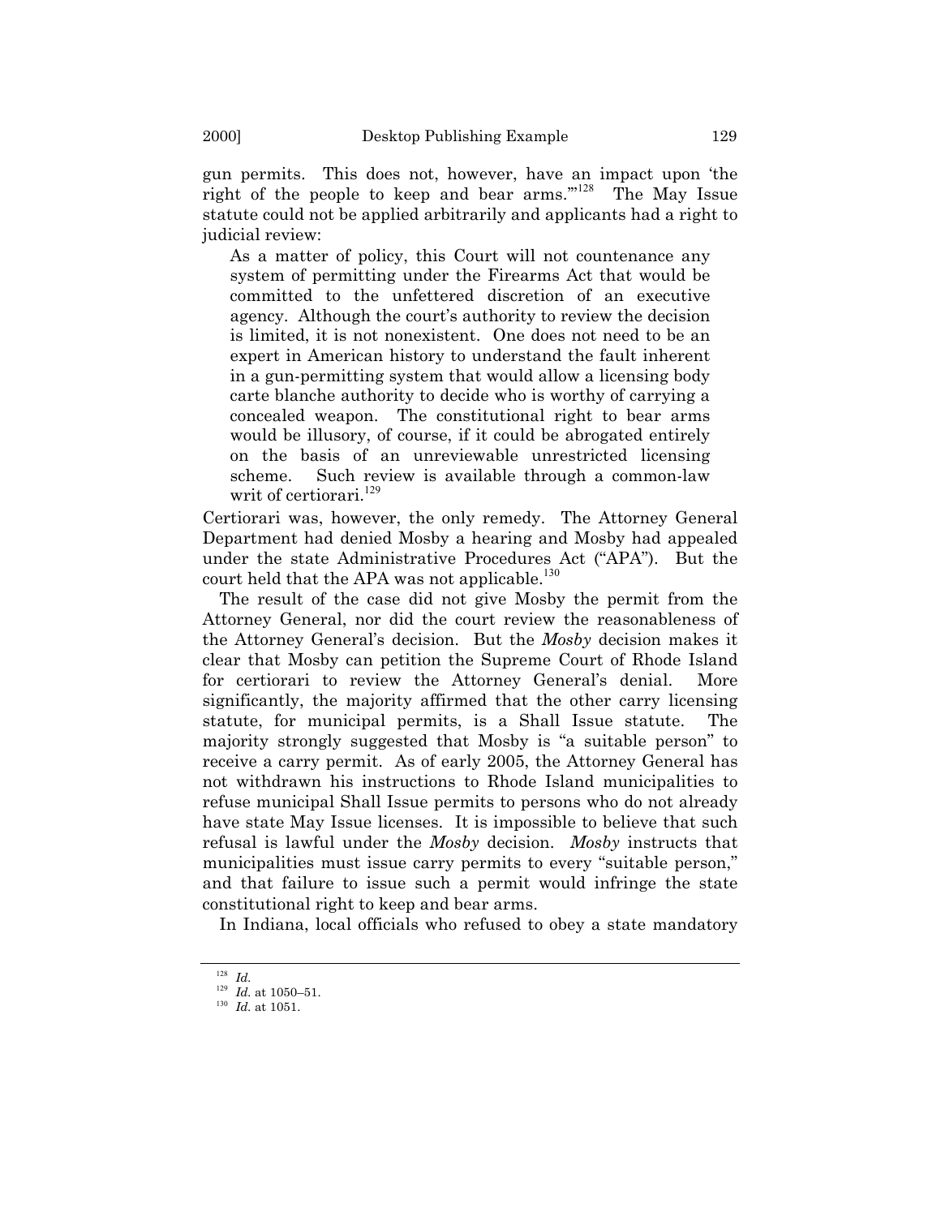gun permits. This does not, however, have an impact upon 'the right of the people to keep and bear arms.'"[128] The May Issue statute could not be applied arbitrarily and applicants had a right to judicial review:

> As a matter of policy, this Court will not countenance any system of permitting under the Firearms Act that would be committed to the unfettered discretion of an executive agency. Although the court's authority to review the decision is limited, it is not nonexistent. One does not need to be an expert in American history to understand the fault inherent in a gun-permitting system that would allow a licensing body carte blanche authority to decide who is worthy of carrying a concealed weapon. The constitutional right to bear arms would be illusory, of course, if it could be abrogated entirely on the basis of an unreviewable unrestricted licensing scheme. Such review is available through a common-law writ of certiorari.[129]

Certiorari was, however, the only remedy. The Attorney General Department had denied Mosby a hearing and Mosby had appealed under the state Administrative Procedures Act ("APA"). But the court held that the APA was not applicable.[130]

The result of the case did not give Mosby the permit from the Attorney General, nor did the court review the reasonableness of the Attorney General's decision. But the *Mosby* decision makes it clear that Mosby can petition the Supreme Court of Rhode Island for certiorari to review the Attorney General's denial. More significantly, the majority affirmed that the other carry licensing statute, for municipal permits, is a Shall Issue statute. The majority strongly suggested that Mosby is "a suitable person" to receive a carry permit. As of early 2005, the Attorney General has not withdrawn his instructions to Rhode Island municipalities to refuse municipal Shall Issue permits to persons who do not already have state May Issue licenses. It is impossible to believe that such refusal is lawful under the *Mosby* decision. *Mosby* instructs that municipalities must issue carry permits to every "suitable person," and that failure to issue such a permit would infringe the state constitutional right to keep and bear arms.

In Indiana, local officials who refused to obey a state mandatory

---

[128] *Id.*

[129] *Id.* at 1050–51.

[130] *Id.* at 1051.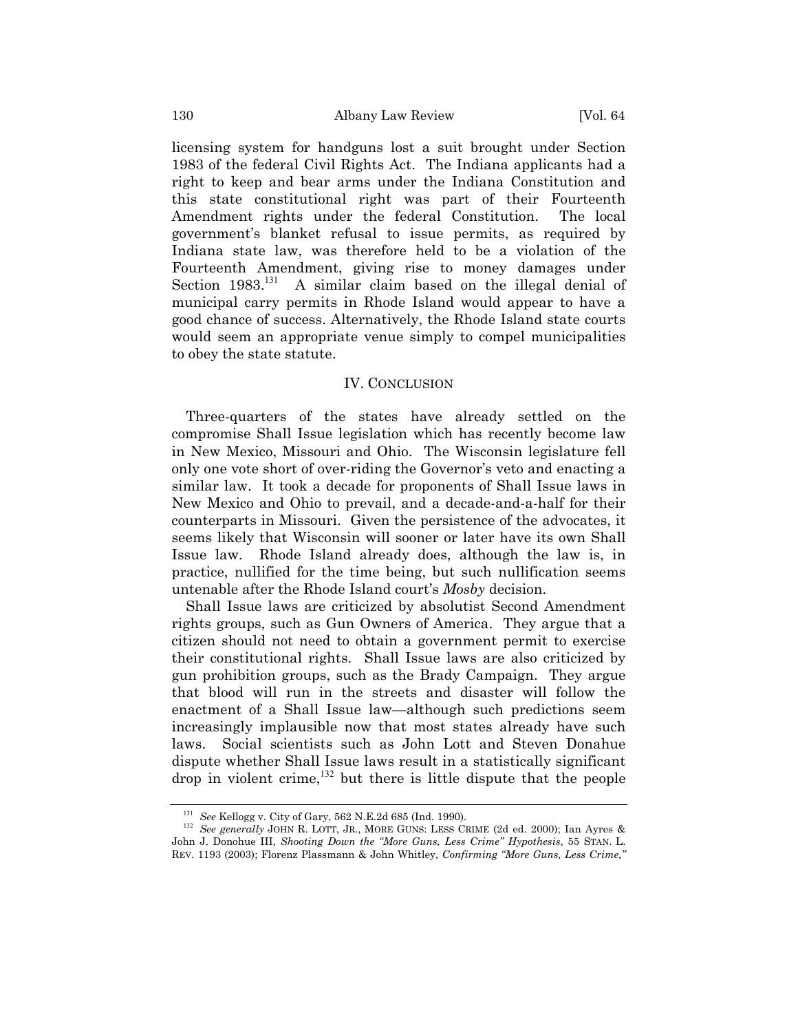licensing system for handguns lost a suit brought under Section 1983 of the federal Civil Rights Act. The Indiana applicants had a right to keep and bear arms under the Indiana Constitution and this state constitutional right was part of their Fourteenth Amendment rights under the federal Constitution. The local government's blanket refusal to issue permits, as required by Indiana state law, was therefore held to be a violation of the Fourteenth Amendment, giving rise to money damages under Section 1983.[131] A similar claim based on the illegal denial of municipal carry permits in Rhode Island would appear to have a good chance of success. Alternatively, the Rhode Island state courts would seem an appropriate venue simply to compel municipalities to obey the state statute.

## IV. CONCLUSION

Three-quarters of the states have already settled on the compromise Shall Issue legislation which has recently become law in New Mexico, Missouri and Ohio. The Wisconsin legislature fell only one vote short of over-riding the Governor's veto and enacting a similar law. It took a decade for proponents of Shall Issue laws in New Mexico and Ohio to prevail, and a decade-and-a-half for their counterparts in Missouri. Given the persistence of the advocates, it seems likely that Wisconsin will sooner or later have its own Shall Issue law. Rhode Island already does, although the law is, in practice, nullified for the time being, but such nullification seems untenable after the Rhode Island court's *Mosby* decision.

Shall Issue laws are criticized by absolutist Second Amendment rights groups, such as Gun Owners of America. They argue that a citizen should not need to obtain a government permit to exercise their constitutional rights. Shall Issue laws are also criticized by gun prohibition groups, such as the Brady Campaign. They argue that blood will run in the streets and disaster will follow the enactment of a Shall Issue law—although such predictions seem increasingly implausible now that most states already have such laws. Social scientists such as John Lott and Steven Donahue dispute whether Shall Issue laws result in a statistically significant drop in violent crime,[132] but there is little dispute that the people

---

[131] *See* Kellogg v. City of Gary, 562 N.E.2d 685 (Ind. 1990).

[132] *See generally* JOHN R. LOTT, JR., MORE GUNS: LESS CRIME (2d ed. 2000); Ian Ayres & John J. Donohue III, *Shooting Down the "More Guns, Less Crime" Hypothesis*, 55 STAN. L. REV. 1193 (2003); Florenz Plassmann & John Whitley, *Confirming "More Guns, Less Crime,"*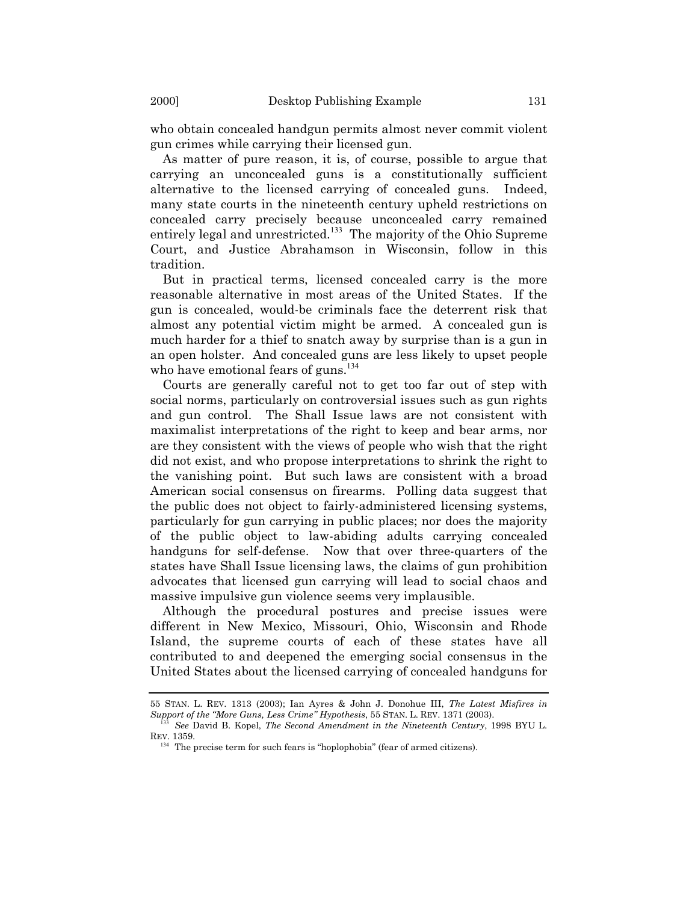who obtain concealed handgun permits almost never commit violent gun crimes while carrying their licensed gun.

As matter of pure reason, it is, of course, possible to argue that carrying an unconcealed guns is a constitutionally sufficient alternative to the licensed carrying of concealed guns. Indeed, many state courts in the nineteenth century upheld restrictions on concealed carry precisely because unconcealed carry remained entirely legal and unrestricted.[133] The majority of the Ohio Supreme Court, and Justice Abrahamson in Wisconsin, follow in this tradition.

But in practical terms, licensed concealed carry is the more reasonable alternative in most areas of the United States. If the gun is concealed, would-be criminals face the deterrent risk that almost any potential victim might be armed. A concealed gun is much harder for a thief to snatch away by surprise than is a gun in an open holster. And concealed guns are less likely to upset people who have emotional fears of guns.[134]

Courts are generally careful not to get too far out of step with social norms, particularly on controversial issues such as gun rights and gun control. The Shall Issue laws are not consistent with maximalist interpretations of the right to keep and bear arms, nor are they consistent with the views of people who wish that the right did not exist, and who propose interpretations to shrink the right to the vanishing point. But such laws are consistent with a broad American social consensus on firearms. Polling data suggest that the public does not object to fairly-administered licensing systems, particularly for gun carrying in public places; nor does the majority of the public object to law-abiding adults carrying concealed handguns for self-defense. Now that over three-quarters of the states have Shall Issue licensing laws, the claims of gun prohibition advocates that licensed gun carrying will lead to social chaos and massive impulsive gun violence seems very implausible.

Although the procedural postures and precise issues were different in New Mexico, Missouri, Ohio, Wisconsin and Rhode Island, the supreme courts of each of these states have all contributed to and deepened the emerging social consensus in the United States about the licensed carrying of concealed handguns for

---

55 STAN. L. REV. 1313 (2003); Ian Ayres & John J. Donohue III, *The Latest Misfires in Support of the "More Guns, Less Crime" Hypothesis*, 55 STAN. L. REV. 1371 (2003).

[133] *See* David B. Kopel, *The Second Amendment in the Nineteenth Century*, 1998 BYU L. REV. 1359.

[134] The precise term for such fears is "hoplophobia" (fear of armed citizens).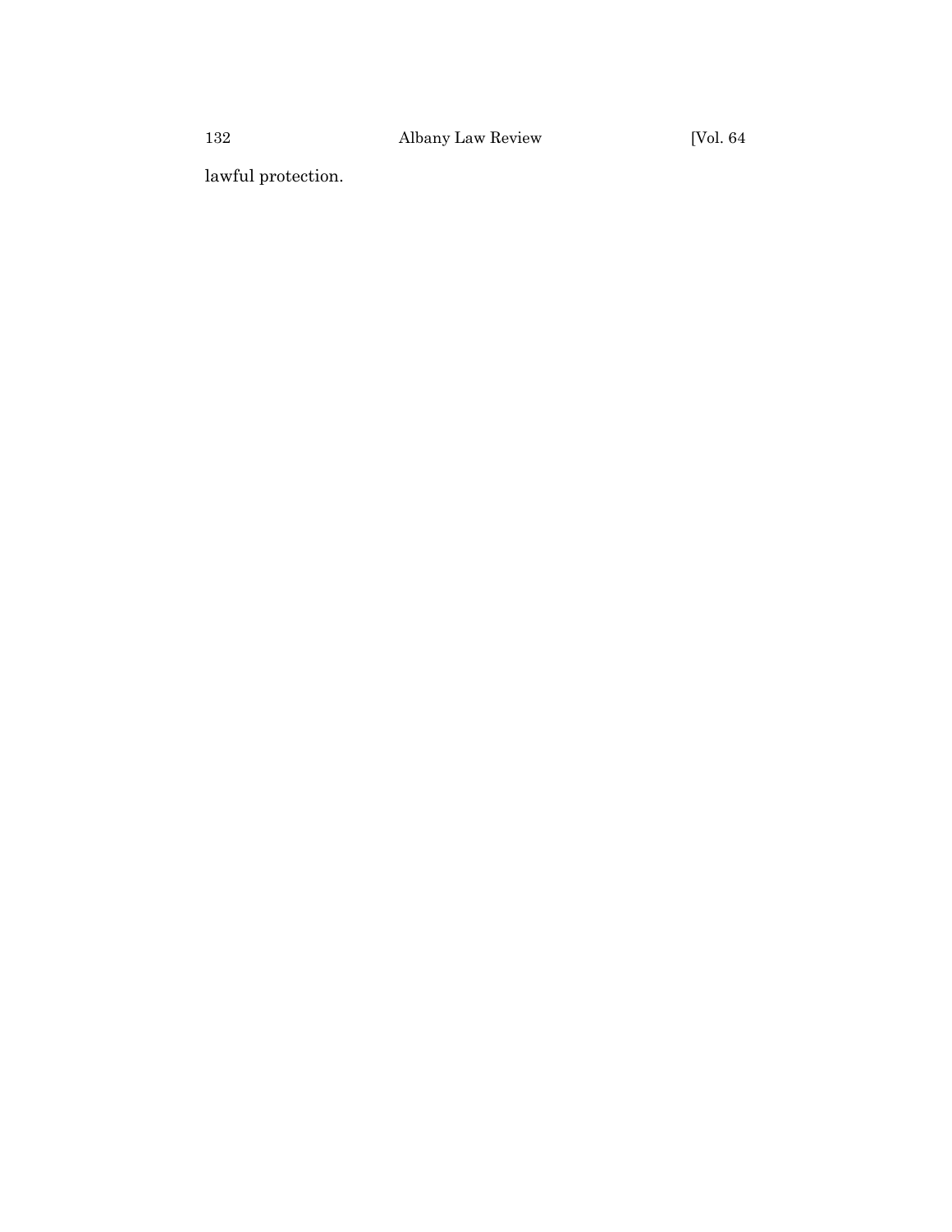lawful protection.